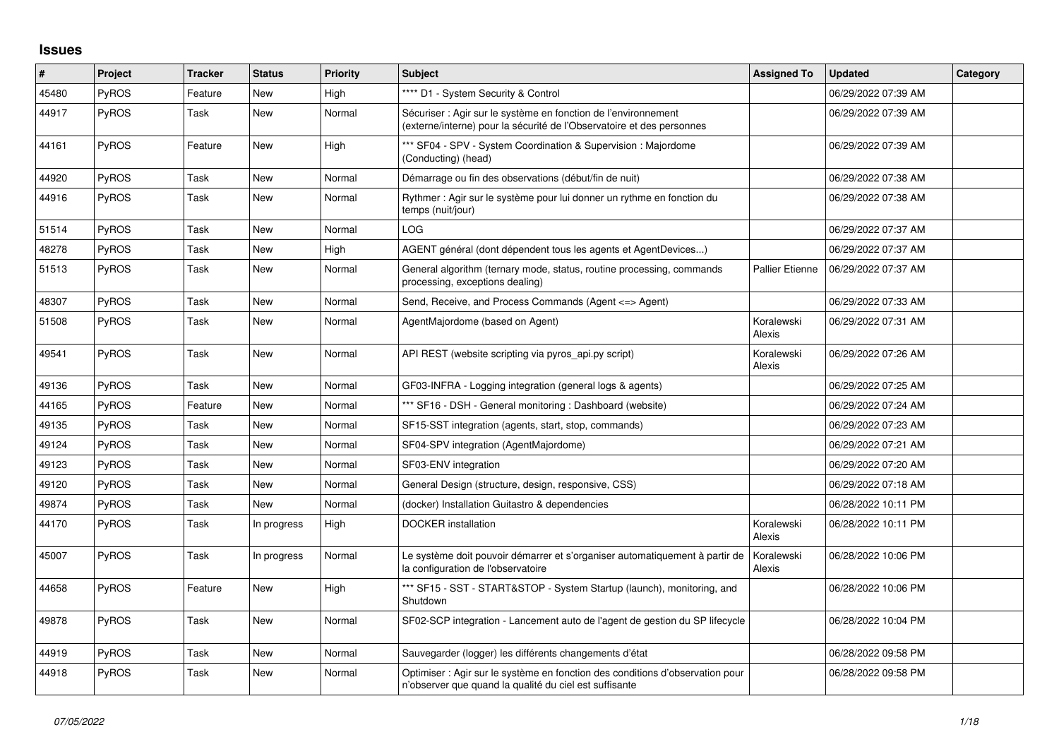## Issues

| # | Project | Tracker | Status | Priority | Subject | Assigned To | Updated | Category |
|---|---|---|---|---|---|---|---|---|
| 45480 | PyROS | Feature | New | High | **** D1 - System Security & Control | | 06/29/2022 07:39 AM | |
| 44917 | PyROS | Task | New | Normal | Sécuriser : Agir sur le système en fonction de l'environnement (externe/interne) pour la sécurité de l'Observatoire et des personnes | | 06/29/2022 07:39 AM | |
| 44161 | PyROS | Feature | New | High | *** SF04 - SPV - System Coordination & Supervision : Majordome (Conducting) (head) | | 06/29/2022 07:39 AM | |
| 44920 | PyROS | Task | New | Normal | Démarrage ou fin des observations (début/fin de nuit) | | 06/29/2022 07:38 AM | |
| 44916 | PyROS | Task | New | Normal | Rythmer : Agir sur le système pour lui donner un rythme en fonction du temps (nuit/jour) | | 06/29/2022 07:38 AM | |
| 51514 | PyROS | Task | New | Normal | LOG | | 06/29/2022 07:37 AM | |
| 48278 | PyROS | Task | New | High | AGENT général (dont dépendent tous les agents et AgentDevices...) | | 06/29/2022 07:37 AM | |
| 51513 | PyROS | Task | New | Normal | General algorithm (ternary mode, status, routine processing, commands processing, exceptions dealing) | Pallier Etienne | 06/29/2022 07:37 AM | |
| 48307 | PyROS | Task | New | Normal | Send, Receive, and Process Commands (Agent <=> Agent) | | 06/29/2022 07:33 AM | |
| 51508 | PyROS | Task | New | Normal | AgentMajordome (based on Agent) | Koralewski Alexis | 06/29/2022 07:31 AM | |
| 49541 | PyROS | Task | New | Normal | API REST (website scripting via pyros_api.py script) | Koralewski Alexis | 06/29/2022 07:26 AM | |
| 49136 | PyROS | Task | New | Normal | GF03-INFRA - Logging integration (general logs & agents) | | 06/29/2022 07:25 AM | |
| 44165 | PyROS | Feature | New | Normal | *** SF16 - DSH - General monitoring : Dashboard (website) | | 06/29/2022 07:24 AM | |
| 49135 | PyROS | Task | New | Normal | SF15-SST integration (agents, start, stop, commands) | | 06/29/2022 07:23 AM | |
| 49124 | PyROS | Task | New | Normal | SF04-SPV integration (AgentMajordome) | | 06/29/2022 07:21 AM | |
| 49123 | PyROS | Task | New | Normal | SF03-ENV integration | | 06/29/2022 07:20 AM | |
| 49120 | PyROS | Task | New | Normal | General Design (structure, design, responsive, CSS) | | 06/29/2022 07:18 AM | |
| 49874 | PyROS | Task | New | Normal | (docker) Installation Guitastro & dependencies | | 06/28/2022 10:11 PM | |
| 44170 | PyROS | Task | In progress | High | DOCKER installation | Koralewski Alexis | 06/28/2022 10:11 PM | |
| 45007 | PyROS | Task | In progress | Normal | Le système doit pouvoir démarrer et s'organiser automatiquement à partir de la configuration de l'observatoire | Koralewski Alexis | 06/28/2022 10:06 PM | |
| 44658 | PyROS | Feature | New | High | *** SF15 - SST - START&STOP - System Startup (launch), monitoring, and Shutdown | | 06/28/2022 10:06 PM | |
| 49878 | PyROS | Task | New | Normal | SF02-SCP integration - Lancement auto de l'agent de gestion du SP lifecycle | | 06/28/2022 10:04 PM | |
| 44919 | PyROS | Task | New | Normal | Sauvegarder (logger) les différents changements d'état | | 06/28/2022 09:58 PM | |
| 44918 | PyROS | Task | New | Normal | Optimiser : Agir sur le système en fonction des conditions d'observation pour n'observer que quand la qualité du ciel est suffisante | | 06/28/2022 09:58 PM | |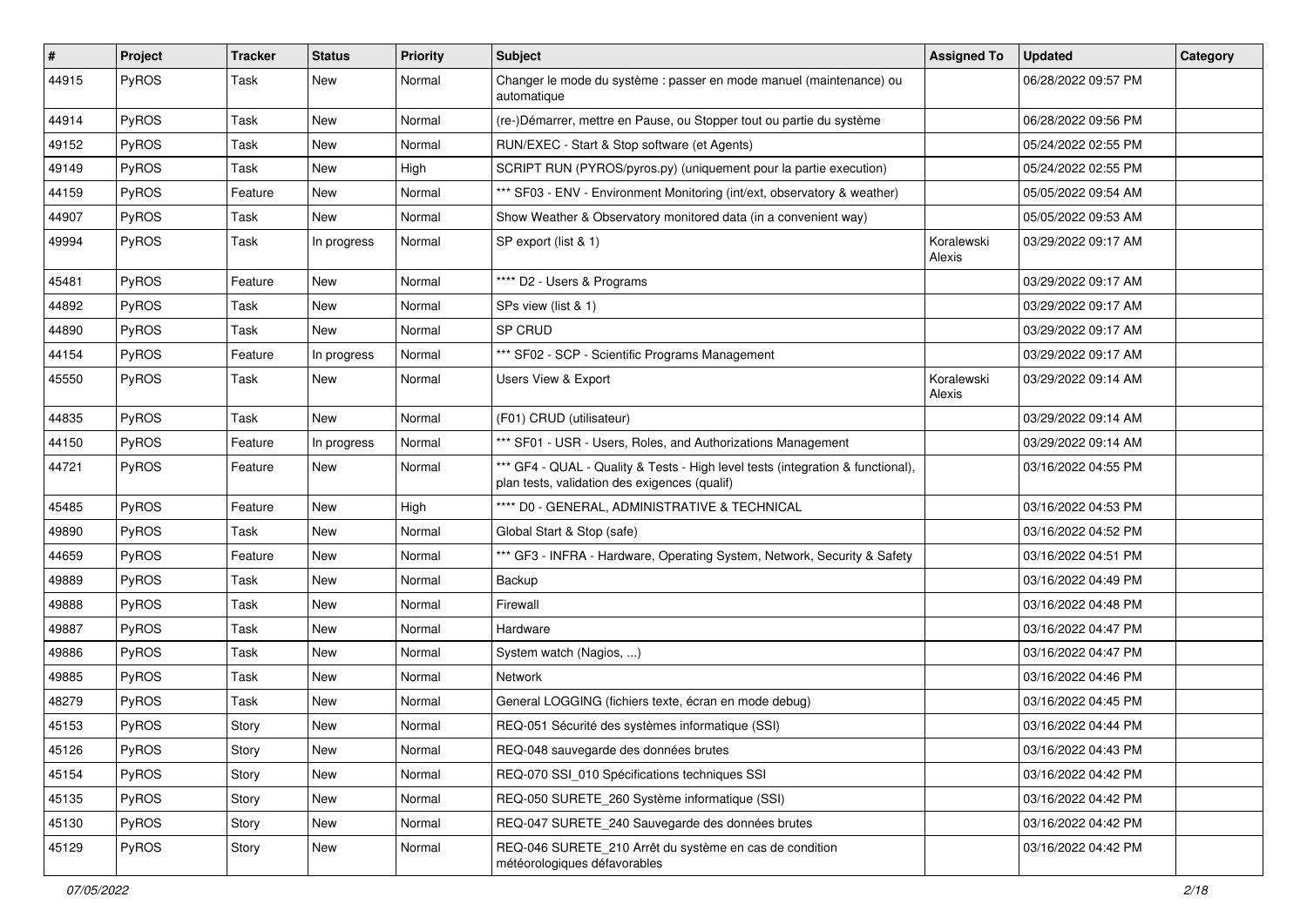| # | Project | Tracker | Status | Priority | Subject | Assigned To | Updated | Category |
|---|---|---|---|---|---|---|---|---|
| 44915 | PyROS | Task | New | Normal | Changer le mode du système : passer en mode manuel (maintenance) ou automatique | | 06/28/2022 09:57 PM | |
| 44914 | PyROS | Task | New | Normal | (re-)Démarrer, mettre en Pause, ou Stopper tout ou partie du système | | 06/28/2022 09:56 PM | |
| 49152 | PyROS | Task | New | Normal | RUN/EXEC - Start & Stop software (et Agents) | | 05/24/2022 02:55 PM | |
| 49149 | PyROS | Task | New | High | SCRIPT RUN (PYROS/pyros.py) (uniquement pour la partie execution) | | 05/24/2022 02:55 PM | |
| 44159 | PyROS | Feature | New | Normal | *** SF03 - ENV - Environment Monitoring (int/ext, observatory & weather) | | 05/05/2022 09:54 AM | |
| 44907 | PyROS | Task | New | Normal | Show Weather & Observatory monitored data (in a convenient way) | | 05/05/2022 09:53 AM | |
| 49994 | PyROS | Task | In progress | Normal | SP export (list & 1) | Koralewski Alexis | 03/29/2022 09:17 AM | |
| 45481 | PyROS | Feature | New | Normal | **** D2 - Users & Programs | | 03/29/2022 09:17 AM | |
| 44892 | PyROS | Task | New | Normal | SPs view (list & 1) | | 03/29/2022 09:17 AM | |
| 44890 | PyROS | Task | New | Normal | SP CRUD | | 03/29/2022 09:17 AM | |
| 44154 | PyROS | Feature | In progress | Normal | *** SF02 - SCP - Scientific Programs Management | | 03/29/2022 09:17 AM | |
| 45550 | PyROS | Task | New | Normal | Users View & Export | Koralewski Alexis | 03/29/2022 09:14 AM | |
| 44835 | PyROS | Task | New | Normal | (F01) CRUD (utilisateur) | | 03/29/2022 09:14 AM | |
| 44150 | PyROS | Feature | In progress | Normal | *** SF01 - USR - Users, Roles, and Authorizations Management | | 03/29/2022 09:14 AM | |
| 44721 | PyROS | Feature | New | Normal | *** GF4 - QUAL - Quality & Tests - High level tests (integration & functional), plan tests, validation des exigences (qualif) | | 03/16/2022 04:55 PM | |
| 45485 | PyROS | Feature | New | High | **** D0 - GENERAL, ADMINISTRATIVE & TECHNICAL | | 03/16/2022 04:53 PM | |
| 49890 | PyROS | Task | New | Normal | Global Start & Stop (safe) | | 03/16/2022 04:52 PM | |
| 44659 | PyROS | Feature | New | Normal | *** GF3 - INFRA - Hardware, Operating System, Network, Security & Safety | | 03/16/2022 04:51 PM | |
| 49889 | PyROS | Task | New | Normal | Backup | | 03/16/2022 04:49 PM | |
| 49888 | PyROS | Task | New | Normal | Firewall | | 03/16/2022 04:48 PM | |
| 49887 | PyROS | Task | New | Normal | Hardware | | 03/16/2022 04:47 PM | |
| 49886 | PyROS | Task | New | Normal | System watch (Nagios, ...) | | 03/16/2022 04:47 PM | |
| 49885 | PyROS | Task | New | Normal | Network | | 03/16/2022 04:46 PM | |
| 48279 | PyROS | Task | New | Normal | General LOGGING (fichiers texte, écran en mode debug) | | 03/16/2022 04:45 PM | |
| 45153 | PyROS | Story | New | Normal | REQ-051 Sécurité des systèmes informatique (SSI) | | 03/16/2022 04:44 PM | |
| 45126 | PyROS | Story | New | Normal | REQ-048 sauvegarde des données brutes | | 03/16/2022 04:43 PM | |
| 45154 | PyROS | Story | New | Normal | REQ-070 SSI_010 Spécifications techniques SSI | | 03/16/2022 04:42 PM | |
| 45135 | PyROS | Story | New | Normal | REQ-050 SURETE_260 Système informatique (SSI) | | 03/16/2022 04:42 PM | |
| 45130 | PyROS | Story | New | Normal | REQ-047 SURETE_240 Sauvegarde des données brutes | | 03/16/2022 04:42 PM | |
| 45129 | PyROS | Story | New | Normal | REQ-046 SURETE_210 Arrêt du système en cas de condition météorologiques défavorables | | 03/16/2022 04:42 PM | |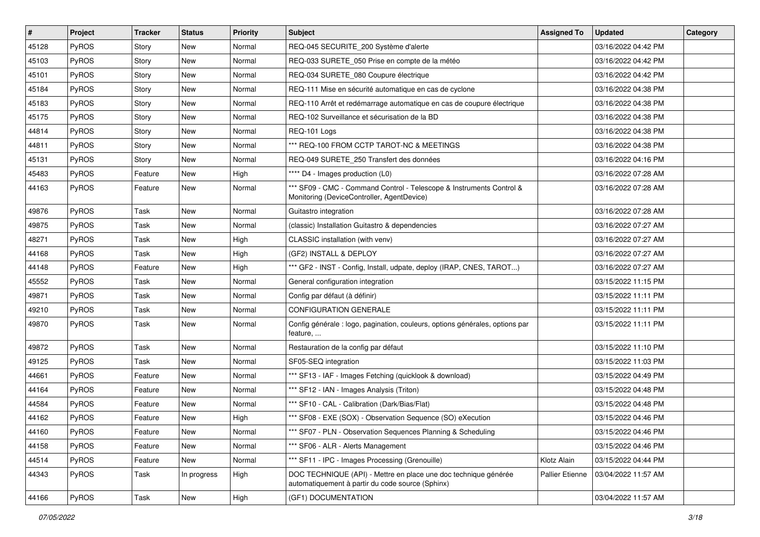| # | Project | Tracker | Status | Priority | Subject | Assigned To | Updated | Category |
|---|---|---|---|---|---|---|---|---|
| 45128 | PyROS | Story | New | Normal | REQ-045 SECURITE_200 Système d'alerte | | 03/16/2022 04:42 PM | |
| 45103 | PyROS | Story | New | Normal | REQ-033 SURETE_050 Prise en compte de la météo | | 03/16/2022 04:42 PM | |
| 45101 | PyROS | Story | New | Normal | REQ-034 SURETE_080 Coupure électrique | | 03/16/2022 04:42 PM | |
| 45184 | PyROS | Story | New | Normal | REQ-111 Mise en sécurité automatique en cas de cyclone | | 03/16/2022 04:38 PM | |
| 45183 | PyROS | Story | New | Normal | REQ-110 Arrêt et redémarrage automatique en cas de coupure électrique | | 03/16/2022 04:38 PM | |
| 45175 | PyROS | Story | New | Normal | REQ-102 Surveillance et sécurisation de la BD | | 03/16/2022 04:38 PM | |
| 44814 | PyROS | Story | New | Normal | REQ-101 Logs | | 03/16/2022 04:38 PM | |
| 44811 | PyROS | Story | New | Normal | *** REQ-100 FROM CCTP TAROT-NC & MEETINGS | | 03/16/2022 04:38 PM | |
| 45131 | PyROS | Story | New | Normal | REQ-049 SURETE_250 Transfert des données | | 03/16/2022 04:16 PM | |
| 45483 | PyROS | Feature | New | High | **** D4 - Images production (L0) | | 03/16/2022 07:28 AM | |
| 44163 | PyROS | Feature | New | Normal | *** SF09 - CMC - Command Control - Telescope & Instruments Control & Monitoring (DeviceController, AgentDevice) | | 03/16/2022 07:28 AM | |
| 49876 | PyROS | Task | New | Normal | Guitastro integration | | 03/16/2022 07:28 AM | |
| 49875 | PyROS | Task | New | Normal | (classic) Installation Guitastro & dependencies | | 03/16/2022 07:27 AM | |
| 48271 | PyROS | Task | New | High | CLASSIC installation (with venv) | | 03/16/2022 07:27 AM | |
| 44168 | PyROS | Task | New | High | (GF2) INSTALL & DEPLOY | | 03/16/2022 07:27 AM | |
| 44148 | PyROS | Feature | New | High | *** GF2 - INST - Config, Install, udpate, deploy (IRAP, CNES, TAROT...) | | 03/16/2022 07:27 AM | |
| 45552 | PyROS | Task | New | Normal | General configuration integration | | 03/15/2022 11:15 PM | |
| 49871 | PyROS | Task | New | Normal | Config par défaut (à définir) | | 03/15/2022 11:11 PM | |
| 49210 | PyROS | Task | New | Normal | CONFIGURATION GENERALE | | 03/15/2022 11:11 PM | |
| 49870 | PyROS | Task | New | Normal | Config générale : logo, pagination, couleurs, options générales, options par feature, ... | | 03/15/2022 11:11 PM | |
| 49872 | PyROS | Task | New | Normal | Restauration de la config par défaut | | 03/15/2022 11:10 PM | |
| 49125 | PyROS | Task | New | Normal | SF05-SEQ integration | | 03/15/2022 11:03 PM | |
| 44661 | PyROS | Feature | New | Normal | *** SF13 - IAF - Images Fetching (quicklook & download) | | 03/15/2022 04:49 PM | |
| 44164 | PyROS | Feature | New | Normal | *** SF12 - IAN - Images Analysis (Triton) | | 03/15/2022 04:48 PM | |
| 44584 | PyROS | Feature | New | Normal | *** SF10 - CAL - Calibration (Dark/Bias/Flat) | | 03/15/2022 04:48 PM | |
| 44162 | PyROS | Feature | New | High | *** SF08 - EXE (SOX) - Observation Sequence (SO) eXecution | | 03/15/2022 04:46 PM | |
| 44160 | PyROS | Feature | New | Normal | *** SF07 - PLN - Observation Sequences Planning & Scheduling | | 03/15/2022 04:46 PM | |
| 44158 | PyROS | Feature | New | Normal | *** SF06 - ALR - Alerts Management | | 03/15/2022 04:46 PM | |
| 44514 | PyROS | Feature | New | Normal | *** SF11 - IPC - Images Processing (Grenouille) | Klotz Alain | 03/15/2022 04:44 PM | |
| 44343 | PyROS | Task | In progress | High | DOC TECHNIQUE (API) - Mettre en place une doc technique générée automatiquement à partir du code source (Sphinx) | Pallier Etienne | 03/04/2022 11:57 AM | |
| 44166 | PyROS | Task | New | High | (GF1) DOCUMENTATION | | 03/04/2022 11:57 AM | |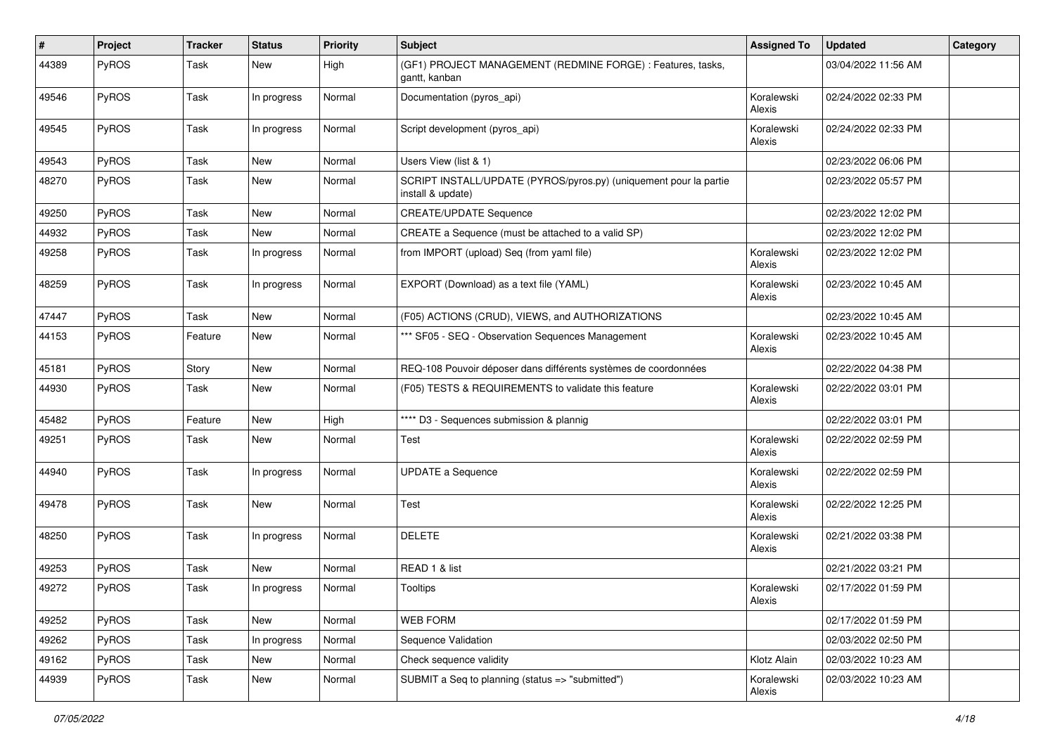| # | Project | Tracker | Status | Priority | Subject | Assigned To | Updated | Category |
|---|---|---|---|---|---|---|---|---|
| 44389 | PyROS | Task | New | High | (GF1) PROJECT MANAGEMENT (REDMINE FORGE) : Features, tasks, gantt, kanban | | 03/04/2022 11:56 AM | |
| 49546 | PyROS | Task | In progress | Normal | Documentation (pyros_api) | Koralewski Alexis | 02/24/2022 02:33 PM | |
| 49545 | PyROS | Task | In progress | Normal | Script development (pyros_api) | Koralewski Alexis | 02/24/2022 02:33 PM | |
| 49543 | PyROS | Task | New | Normal | Users View (list & 1) | | 02/23/2022 06:06 PM | |
| 48270 | PyROS | Task | New | Normal | SCRIPT INSTALL/UPDATE (PYROS/pyros.py) (uniquement pour la partie install & update) | | 02/23/2022 05:57 PM | |
| 49250 | PyROS | Task | New | Normal | CREATE/UPDATE Sequence | | 02/23/2022 12:02 PM | |
| 44932 | PyROS | Task | New | Normal | CREATE a Sequence (must be attached to a valid SP) | | 02/23/2022 12:02 PM | |
| 49258 | PyROS | Task | In progress | Normal | from IMPORT (upload) Seq (from yaml file) | Koralewski Alexis | 02/23/2022 12:02 PM | |
| 48259 | PyROS | Task | In progress | Normal | EXPORT (Download) as a text file (YAML) | Koralewski Alexis | 02/23/2022 10:45 AM | |
| 47447 | PyROS | Task | New | Normal | (F05) ACTIONS (CRUD), VIEWS, and AUTHORIZATIONS | | 02/23/2022 10:45 AM | |
| 44153 | PyROS | Feature | New | Normal | *** SF05 - SEQ - Observation Sequences Management | Koralewski Alexis | 02/23/2022 10:45 AM | |
| 45181 | PyROS | Story | New | Normal | REQ-108 Pouvoir déposer dans différents systèmes de coordonnées | | 02/22/2022 04:38 PM | |
| 44930 | PyROS | Task | New | Normal | (F05) TESTS & REQUIREMENTS to validate this feature | Koralewski Alexis | 02/22/2022 03:01 PM | |
| 45482 | PyROS | Feature | New | High | **** D3 - Sequences submission & plannig | | 02/22/2022 03:01 PM | |
| 49251 | PyROS | Task | New | Normal | Test | Koralewski Alexis | 02/22/2022 02:59 PM | |
| 44940 | PyROS | Task | In progress | Normal | UPDATE a Sequence | Koralewski Alexis | 02/22/2022 02:59 PM | |
| 49478 | PyROS | Task | New | Normal | Test | Koralewski Alexis | 02/22/2022 12:25 PM | |
| 48250 | PyROS | Task | In progress | Normal | DELETE | Koralewski Alexis | 02/21/2022 03:38 PM | |
| 49253 | PyROS | Task | New | Normal | READ 1 & list | | 02/21/2022 03:21 PM | |
| 49272 | PyROS | Task | In progress | Normal | Tooltips | Koralewski Alexis | 02/17/2022 01:59 PM | |
| 49252 | PyROS | Task | New | Normal | WEB FORM | | 02/17/2022 01:59 PM | |
| 49262 | PyROS | Task | In progress | Normal | Sequence Validation | | 02/03/2022 02:50 PM | |
| 49162 | PyROS | Task | New | Normal | Check sequence validity | Klotz Alain | 02/03/2022 10:23 AM | |
| 44939 | PyROS | Task | New | Normal | SUBMIT a Seq to planning (status => "submitted") | Koralewski Alexis | 02/03/2022 10:23 AM | |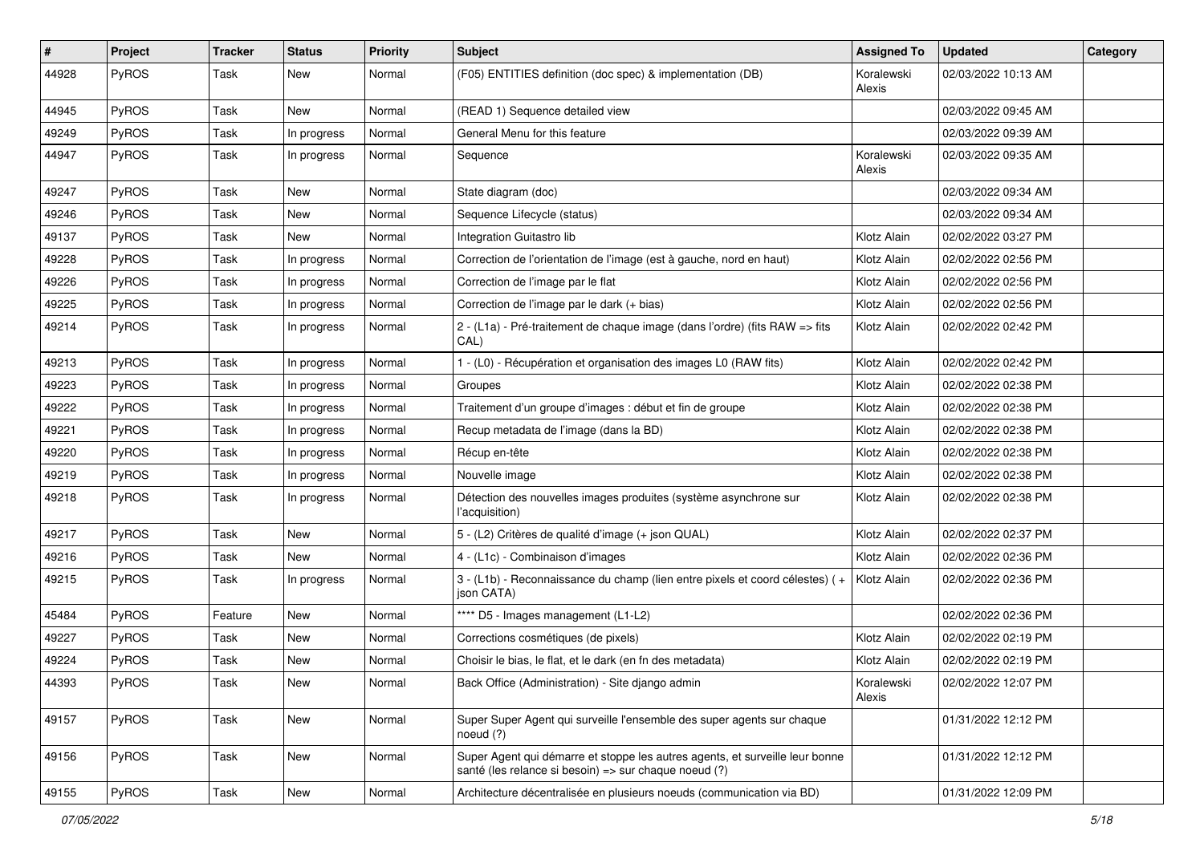| # | Project | Tracker | Status | Priority | Subject | Assigned To | Updated | Category |
|---|---|---|---|---|---|---|---|---|
| 44928 | PyROS | Task | New | Normal | (F05) ENTITIES definition (doc spec) & implementation (DB) | Koralewski Alexis | 02/03/2022 10:13 AM | |
| 44945 | PyROS | Task | New | Normal | (READ 1) Sequence detailed view | | 02/03/2022 09:45 AM | |
| 49249 | PyROS | Task | In progress | Normal | General Menu for this feature | | 02/03/2022 09:39 AM | |
| 44947 | PyROS | Task | In progress | Normal | Sequence | Koralewski Alexis | 02/03/2022 09:35 AM | |
| 49247 | PyROS | Task | New | Normal | State diagram (doc) | | 02/03/2022 09:34 AM | |
| 49246 | PyROS | Task | New | Normal | Sequence Lifecycle (status) | | 02/03/2022 09:34 AM | |
| 49137 | PyROS | Task | New | Normal | Integration Guitastro lib | Klotz Alain | 02/02/2022 03:27 PM | |
| 49228 | PyROS | Task | In progress | Normal | Correction de l'orientation de l'image (est à gauche, nord en haut) | Klotz Alain | 02/02/2022 02:56 PM | |
| 49226 | PyROS | Task | In progress | Normal | Correction de l'image par le flat | Klotz Alain | 02/02/2022 02:56 PM | |
| 49225 | PyROS | Task | In progress | Normal | Correction de l'image par le dark (+ bias) | Klotz Alain | 02/02/2022 02:56 PM | |
| 49214 | PyROS | Task | In progress | Normal | 2 - (L1a) - Pré-traitement de chaque image (dans l'ordre) (fits RAW => fits CAL) | Klotz Alain | 02/02/2022 02:42 PM | |
| 49213 | PyROS | Task | In progress | Normal | 1 - (L0) - Récupération et organisation des images L0 (RAW fits) | Klotz Alain | 02/02/2022 02:42 PM | |
| 49223 | PyROS | Task | In progress | Normal | Groupes | Klotz Alain | 02/02/2022 02:38 PM | |
| 49222 | PyROS | Task | In progress | Normal | Traitement d'un groupe d'images : début et fin de groupe | Klotz Alain | 02/02/2022 02:38 PM | |
| 49221 | PyROS | Task | In progress | Normal | Recup metadata de l'image (dans la BD) | Klotz Alain | 02/02/2022 02:38 PM | |
| 49220 | PyROS | Task | In progress | Normal | Récup en-tête | Klotz Alain | 02/02/2022 02:38 PM | |
| 49219 | PyROS | Task | In progress | Normal | Nouvelle image | Klotz Alain | 02/02/2022 02:38 PM | |
| 49218 | PyROS | Task | In progress | Normal | Détection des nouvelles images produites (système asynchrone sur l'acquisition) | Klotz Alain | 02/02/2022 02:38 PM | |
| 49217 | PyROS | Task | New | Normal | 5 - (L2) Critères de qualité d'image (+ json QUAL) | Klotz Alain | 02/02/2022 02:37 PM | |
| 49216 | PyROS | Task | New | Normal | 4 - (L1c) - Combinaison d'images | Klotz Alain | 02/02/2022 02:36 PM | |
| 49215 | PyROS | Task | In progress | Normal | 3 - (L1b) - Reconnaissance du champ (lien entre pixels et coord célestes) ( + json CATA) | Klotz Alain | 02/02/2022 02:36 PM | |
| 45484 | PyROS | Feature | New | Normal | **** D5 - Images management (L1-L2) | | 02/02/2022 02:36 PM | |
| 49227 | PyROS | Task | New | Normal | Corrections cosmétiques (de pixels) | Klotz Alain | 02/02/2022 02:19 PM | |
| 49224 | PyROS | Task | New | Normal | Choisir le bias, le flat, et le dark (en fn des metadata) | Klotz Alain | 02/02/2022 02:19 PM | |
| 44393 | PyROS | Task | New | Normal | Back Office (Administration) - Site django admin | Koralewski Alexis | 02/02/2022 12:07 PM | |
| 49157 | PyROS | Task | New | Normal | Super Super Agent qui surveille l'ensemble des super agents sur chaque noeud (?) | | 01/31/2022 12:12 PM | |
| 49156 | PyROS | Task | New | Normal | Super Agent qui démarre et stoppe les autres agents, et surveille leur bonne santé (les relance si besoin) => sur chaque noeud (?) | | 01/31/2022 12:12 PM | |
| 49155 | PyROS | Task | New | Normal | Architecture décentralisée en plusieurs noeuds (communication via BD) | | 01/31/2022 12:09 PM | |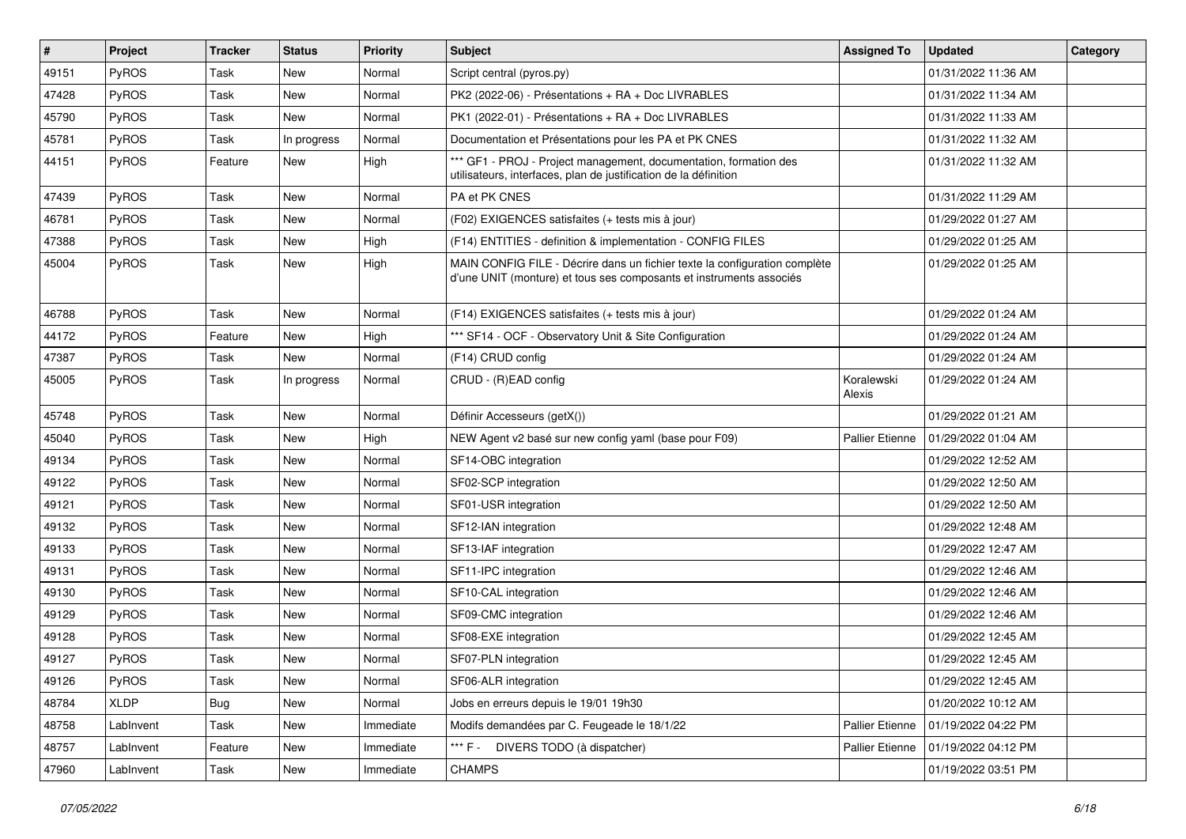| # | Project | Tracker | Status | Priority | Subject | Assigned To | Updated | Category |
|---|---|---|---|---|---|---|---|---|
| 49151 | PyROS | Task | New | Normal | Script central (pyros.py) | | 01/31/2022 11:36 AM | |
| 47428 | PyROS | Task | New | Normal | PK2 (2022-06) - Présentations + RA + Doc LIVRABLES | | 01/31/2022 11:34 AM | |
| 45790 | PyROS | Task | New | Normal | PK1 (2022-01) - Présentations + RA + Doc LIVRABLES | | 01/31/2022 11:33 AM | |
| 45781 | PyROS | Task | In progress | Normal | Documentation et Présentations pour les PA et PK CNES | | 01/31/2022 11:32 AM | |
| 44151 | PyROS | Feature | New | High | *** GF1 - PROJ - Project management, documentation, formation des utilisateurs, interfaces, plan de justification de la définition | | 01/31/2022 11:32 AM | |
| 47439 | PyROS | Task | New | Normal | PA et PK CNES | | 01/31/2022 11:29 AM | |
| 46781 | PyROS | Task | New | Normal | (F02) EXIGENCES satisfaites (+ tests mis à jour) | | 01/29/2022 01:27 AM | |
| 47388 | PyROS | Task | New | High | (F14) ENTITIES - definition & implementation - CONFIG FILES | | 01/29/2022 01:25 AM | |
| 45004 | PyROS | Task | New | High | MAIN CONFIG FILE - Décrire dans un fichier texte la configuration complète d'une UNIT (monture) et tous ses composants et instruments associés | | 01/29/2022 01:25 AM | |
| 46788 | PyROS | Task | New | Normal | (F14) EXIGENCES satisfaites (+ tests mis à jour) | | 01/29/2022 01:24 AM | |
| 44172 | PyROS | Feature | New | High | *** SF14 - OCF - Observatory Unit & Site Configuration | | 01/29/2022 01:24 AM | |
| 47387 | PyROS | Task | New | Normal | (F14) CRUD config | | 01/29/2022 01:24 AM | |
| 45005 | PyROS | Task | In progress | Normal | CRUD - (R)EAD config | Koralewski Alexis | 01/29/2022 01:24 AM | |
| 45748 | PyROS | Task | New | Normal | Définir Accesseurs (getX()) | | 01/29/2022 01:21 AM | |
| 45040 | PyROS | Task | New | High | NEW Agent v2 basé sur new config yaml (base pour F09) | Pallier Etienne | 01/29/2022 01:04 AM | |
| 49134 | PyROS | Task | New | Normal | SF14-OBC integration | | 01/29/2022 12:52 AM | |
| 49122 | PyROS | Task | New | Normal | SF02-SCP integration | | 01/29/2022 12:50 AM | |
| 49121 | PyROS | Task | New | Normal | SF01-USR integration | | 01/29/2022 12:50 AM | |
| 49132 | PyROS | Task | New | Normal | SF12-IAN integration | | 01/29/2022 12:48 AM | |
| 49133 | PyROS | Task | New | Normal | SF13-IAF integration | | 01/29/2022 12:47 AM | |
| 49131 | PyROS | Task | New | Normal | SF11-IPC integration | | 01/29/2022 12:46 AM | |
| 49130 | PyROS | Task | New | Normal | SF10-CAL integration | | 01/29/2022 12:46 AM | |
| 49129 | PyROS | Task | New | Normal | SF09-CMC integration | | 01/29/2022 12:46 AM | |
| 49128 | PyROS | Task | New | Normal | SF08-EXE integration | | 01/29/2022 12:45 AM | |
| 49127 | PyROS | Task | New | Normal | SF07-PLN integration | | 01/29/2022 12:45 AM | |
| 49126 | PyROS | Task | New | Normal | SF06-ALR integration | | 01/29/2022 12:45 AM | |
| 48784 | XLDP | Bug | New | Normal | Jobs en erreurs depuis le 19/01 19h30 | | 01/20/2022 10:12 AM | |
| 48758 | LabInvent | Task | New | Immediate | Modifs demandées par C. Feugeade le 18/1/22 | Pallier Etienne | 01/19/2022 04:22 PM | |
| 48757 | LabInvent | Feature | New | Immediate | *** F - DIVERS TODO (à dispatcher) | Pallier Etienne | 01/19/2022 04:12 PM | |
| 47960 | LabInvent | Task | New | Immediate | CHAMPS | | 01/19/2022 03:51 PM | |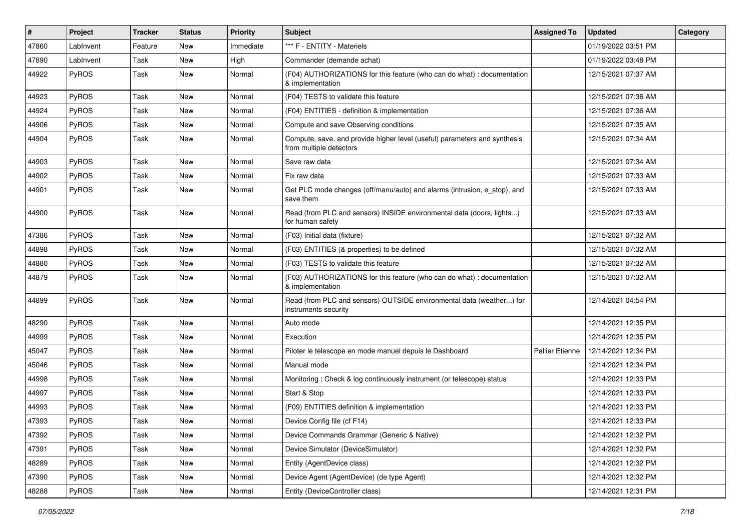| # | Project | Tracker | Status | Priority | Subject | Assigned To | Updated | Category |
|---|---|---|---|---|---|---|---|---|
| 47860 | LabInvent | Feature | New | Immediate | *** F - ENTITY - Materiels | | 01/19/2022 03:51 PM | |
| 47890 | LabInvent | Task | New | High | Commander (demande achat) | | 01/19/2022 03:48 PM | |
| 44922 | PyROS | Task | New | Normal | (F04) AUTHORIZATIONS for this feature (who can do what) : documentation & implementation | | 12/15/2021 07:37 AM | |
| 44923 | PyROS | Task | New | Normal | (F04) TESTS to validate this feature | | 12/15/2021 07:36 AM | |
| 44924 | PyROS | Task | New | Normal | (F04) ENTITIES - definition & implementation | | 12/15/2021 07:36 AM | |
| 44906 | PyROS | Task | New | Normal | Compute and save Observing conditions | | 12/15/2021 07:35 AM | |
| 44904 | PyROS | Task | New | Normal | Compute, save, and provide higher level (useful) parameters and synthesis from multiple detectors | | 12/15/2021 07:34 AM | |
| 44903 | PyROS | Task | New | Normal | Save raw data | | 12/15/2021 07:34 AM | |
| 44902 | PyROS | Task | New | Normal | Fix raw data | | 12/15/2021 07:33 AM | |
| 44901 | PyROS | Task | New | Normal | Get PLC mode changes (off/manu/auto) and alarms (intrusion, e_stop), and save them | | 12/15/2021 07:33 AM | |
| 44900 | PyROS | Task | New | Normal | Read (from PLC and sensors) INSIDE environmental data (doors, lights...) for human safety | | 12/15/2021 07:33 AM | |
| 47386 | PyROS | Task | New | Normal | (F03) Initial data (fixture) | | 12/15/2021 07:32 AM | |
| 44898 | PyROS | Task | New | Normal | (F03) ENTITIES (& properties) to be defined | | 12/15/2021 07:32 AM | |
| 44880 | PyROS | Task | New | Normal | (F03) TESTS to validate this feature | | 12/15/2021 07:32 AM | |
| 44879 | PyROS | Task | New | Normal | (F03) AUTHORIZATIONS for this feature (who can do what) : documentation & implementation | | 12/15/2021 07:32 AM | |
| 44899 | PyROS | Task | New | Normal | Read (from PLC and sensors) OUTSIDE environmental data (weather...) for instruments security | | 12/14/2021 04:54 PM | |
| 48290 | PyROS | Task | New | Normal | Auto mode | | 12/14/2021 12:35 PM | |
| 44999 | PyROS | Task | New | Normal | Execution | | 12/14/2021 12:35 PM | |
| 45047 | PyROS | Task | New | Normal | Piloter le telescope en mode manuel depuis le Dashboard | Pallier Etienne | 12/14/2021 12:34 PM | |
| 45046 | PyROS | Task | New | Normal | Manual mode | | 12/14/2021 12:34 PM | |
| 44998 | PyROS | Task | New | Normal | Monitoring : Check & log continuously instrument (or telescope) status | | 12/14/2021 12:33 PM | |
| 44997 | PyROS | Task | New | Normal | Start & Stop | | 12/14/2021 12:33 PM | |
| 44993 | PyROS | Task | New | Normal | (F09) ENTITIES definition & implementation | | 12/14/2021 12:33 PM | |
| 47393 | PyROS | Task | New | Normal | Device Config file (cf F14) | | 12/14/2021 12:33 PM | |
| 47392 | PyROS | Task | New | Normal | Device Commands Grammar (Generic & Native) | | 12/14/2021 12:32 PM | |
| 47391 | PyROS | Task | New | Normal | Device Simulator (DeviceSimulator) | | 12/14/2021 12:32 PM | |
| 48289 | PyROS | Task | New | Normal | Entity (AgentDevice class) | | 12/14/2021 12:32 PM | |
| 47390 | PyROS | Task | New | Normal | Device Agent (AgentDevice) (de type Agent) | | 12/14/2021 12:32 PM | |
| 48288 | PyROS | Task | New | Normal | Entity (DeviceController class) | | 12/14/2021 12:31 PM | |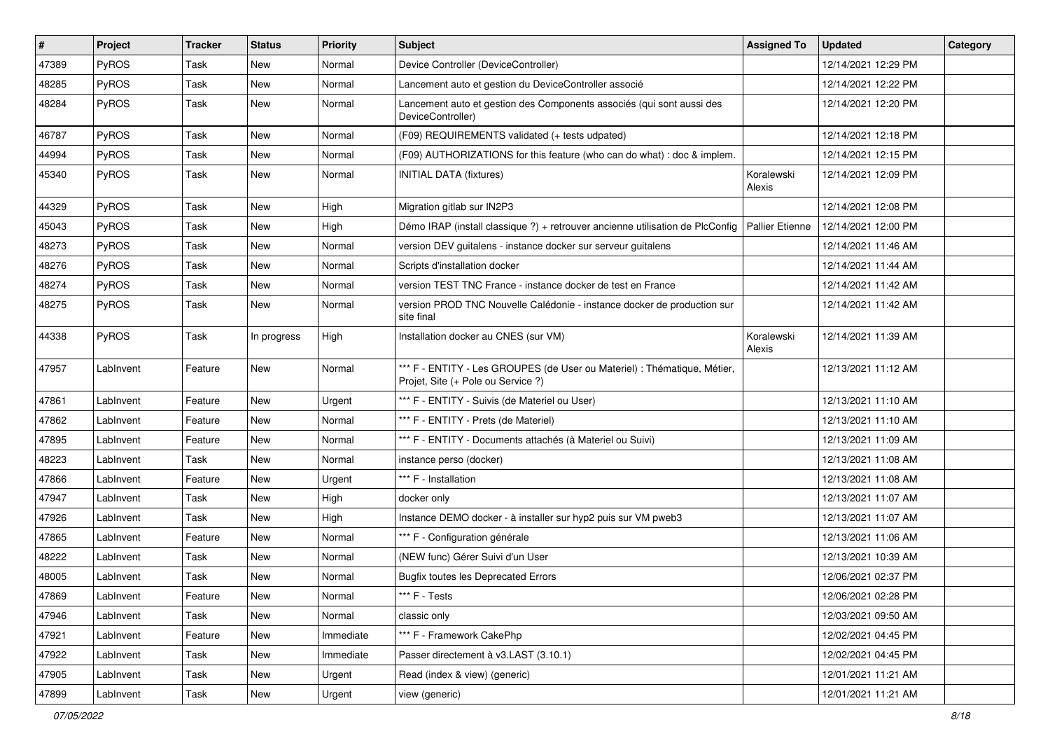| # | Project | Tracker | Status | Priority | Subject | Assigned To | Updated | Category |
|---|---|---|---|---|---|---|---|---|
| 47389 | PyROS | Task | New | Normal | Device Controller (DeviceController) | | 12/14/2021 12:29 PM | |
| 48285 | PyROS | Task | New | Normal | Lancement auto et gestion du DeviceController associé | | 12/14/2021 12:22 PM | |
| 48284 | PyROS | Task | New | Normal | Lancement auto et gestion des Components associés (qui sont aussi des DeviceController) | | 12/14/2021 12:20 PM | |
| 46787 | PyROS | Task | New | Normal | (F09) REQUIREMENTS validated (+ tests udpated) | | 12/14/2021 12:18 PM | |
| 44994 | PyROS | Task | New | Normal | (F09) AUTHORIZATIONS for this feature (who can do what) : doc & implem. | | 12/14/2021 12:15 PM | |
| 45340 | PyROS | Task | New | Normal | INITIAL DATA (fixtures) | Koralewski Alexis | 12/14/2021 12:09 PM | |
| 44329 | PyROS | Task | New | High | Migration gitlab sur IN2P3 | | 12/14/2021 12:08 PM | |
| 45043 | PyROS | Task | New | High | Démo IRAP (install classique ?) + retrouver ancienne utilisation de PlcConfig | Pallier Etienne | 12/14/2021 12:00 PM | |
| 48273 | PyROS | Task | New | Normal | version DEV guitalens - instance docker sur serveur guitalens | | 12/14/2021 11:46 AM | |
| 48276 | PyROS | Task | New | Normal | Scripts d'installation docker | | 12/14/2021 11:44 AM | |
| 48274 | PyROS | Task | New | Normal | version TEST TNC France - instance docker de test en France | | 12/14/2021 11:42 AM | |
| 48275 | PyROS | Task | New | Normal | version PROD TNC Nouvelle Calédonie - instance docker de production sur site final | | 12/14/2021 11:42 AM | |
| 44338 | PyROS | Task | In progress | High | Installation docker au CNES (sur VM) | Koralewski Alexis | 12/14/2021 11:39 AM | |
| 47957 | LabInvent | Feature | New | Normal | *** F - ENTITY - Les GROUPES (de User ou Materiel) : Thématique, Métier, Projet, Site (+ Pole ou Service ?) | | 12/13/2021 11:12 AM | |
| 47861 | LabInvent | Feature | New | Urgent | *** F - ENTITY - Suivis (de Materiel ou User) | | 12/13/2021 11:10 AM | |
| 47862 | LabInvent | Feature | New | Normal | *** F - ENTITY - Prets (de Materiel) | | 12/13/2021 11:10 AM | |
| 47895 | LabInvent | Feature | New | Normal | *** F - ENTITY - Documents attachés (à Materiel ou Suivi) | | 12/13/2021 11:09 AM | |
| 48223 | LabInvent | Task | New | Normal | instance perso (docker) | | 12/13/2021 11:08 AM | |
| 47866 | LabInvent | Feature | New | Urgent | *** F - Installation | | 12/13/2021 11:08 AM | |
| 47947 | LabInvent | Task | New | High | docker only | | 12/13/2021 11:07 AM | |
| 47926 | LabInvent | Task | New | High | Instance DEMO docker - à installer sur hyp2 puis sur VM pweb3 | | 12/13/2021 11:07 AM | |
| 47865 | LabInvent | Feature | New | Normal | *** F - Configuration générale | | 12/13/2021 11:06 AM | |
| 48222 | LabInvent | Task | New | Normal | (NEW func) Gérer Suivi d'un User | | 12/13/2021 10:39 AM | |
| 48005 | LabInvent | Task | New | Normal | Bugfix toutes les Deprecated Errors | | 12/06/2021 02:37 PM | |
| 47869 | LabInvent | Feature | New | Normal | *** F - Tests | | 12/06/2021 02:28 PM | |
| 47946 | LabInvent | Task | New | Normal | classic only | | 12/03/2021 09:50 AM | |
| 47921 | LabInvent | Feature | New | Immediate | *** F - Framework CakePhp | | 12/02/2021 04:45 PM | |
| 47922 | LabInvent | Task | New | Immediate | Passer directement à v3.LAST (3.10.1) | | 12/02/2021 04:45 PM | |
| 47905 | LabInvent | Task | New | Urgent | Read (index & view) (generic) | | 12/01/2021 11:21 AM | |
| 47899 | LabInvent | Task | New | Urgent | view (generic) | | 12/01/2021 11:21 AM | |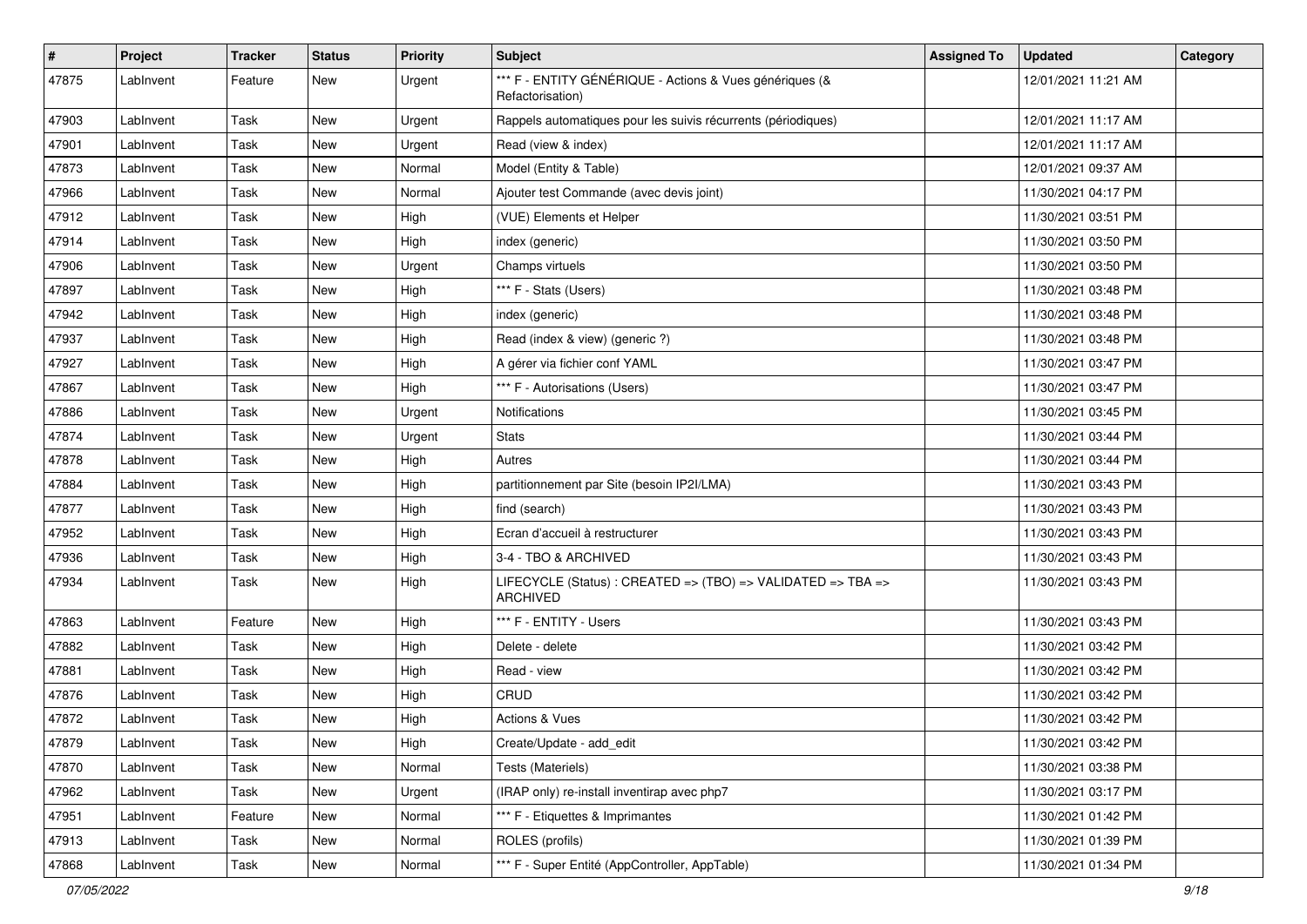| # | Project | Tracker | Status | Priority | Subject | Assigned To | Updated | Category |
|---|---|---|---|---|---|---|---|---|
| 47875 | LabInvent | Feature | New | Urgent | *** F - ENTITY GÉNÉRIQUE - Actions & Vues génériques (& Refactorisation) | | 12/01/2021 11:21 AM | |
| 47903 | LabInvent | Task | New | Urgent | Rappels automatiques pour les suivis récurrents (périodiques) | | 12/01/2021 11:17 AM | |
| 47901 | LabInvent | Task | New | Urgent | Read (view & index) | | 12/01/2021 11:17 AM | |
| 47873 | LabInvent | Task | New | Normal | Model (Entity & Table) | | 12/01/2021 09:37 AM | |
| 47966 | LabInvent | Task | New | Normal | Ajouter test Commande (avec devis joint) | | 11/30/2021 04:17 PM | |
| 47912 | LabInvent | Task | New | High | (VUE) Elements et Helper | | 11/30/2021 03:51 PM | |
| 47914 | LabInvent | Task | New | High | index (generic) | | 11/30/2021 03:50 PM | |
| 47906 | LabInvent | Task | New | Urgent | Champs virtuels | | 11/30/2021 03:50 PM | |
| 47897 | LabInvent | Task | New | High | *** F - Stats (Users) | | 11/30/2021 03:48 PM | |
| 47942 | LabInvent | Task | New | High | index (generic) | | 11/30/2021 03:48 PM | |
| 47937 | LabInvent | Task | New | High | Read (index & view) (generic ?) | | 11/30/2021 03:48 PM | |
| 47927 | LabInvent | Task | New | High | A gérer via fichier conf YAML | | 11/30/2021 03:47 PM | |
| 47867 | LabInvent | Task | New | High | *** F - Autorisations (Users) | | 11/30/2021 03:47 PM | |
| 47886 | LabInvent | Task | New | Urgent | Notifications | | 11/30/2021 03:45 PM | |
| 47874 | LabInvent | Task | New | Urgent | Stats | | 11/30/2021 03:44 PM | |
| 47878 | LabInvent | Task | New | High | Autres | | 11/30/2021 03:44 PM | |
| 47884 | LabInvent | Task | New | High | partitionnement par Site (besoin IP2I/LMA) | | 11/30/2021 03:43 PM | |
| 47877 | LabInvent | Task | New | High | find (search) | | 11/30/2021 03:43 PM | |
| 47952 | LabInvent | Task | New | High | Ecran d'accueil à restructurer | | 11/30/2021 03:43 PM | |
| 47936 | LabInvent | Task | New | High | 3-4 - TBO & ARCHIVED | | 11/30/2021 03:43 PM | |
| 47934 | LabInvent | Task | New | High | LIFECYCLE (Status) : CREATED => (TBO) => VALIDATED => TBA => ARCHIVED | | 11/30/2021 03:43 PM | |
| 47863 | LabInvent | Feature | New | High | *** F - ENTITY - Users | | 11/30/2021 03:43 PM | |
| 47882 | LabInvent | Task | New | High | Delete - delete | | 11/30/2021 03:42 PM | |
| 47881 | LabInvent | Task | New | High | Read - view | | 11/30/2021 03:42 PM | |
| 47876 | LabInvent | Task | New | High | CRUD | | 11/30/2021 03:42 PM | |
| 47872 | LabInvent | Task | New | High | Actions & Vues | | 11/30/2021 03:42 PM | |
| 47879 | LabInvent | Task | New | High | Create/Update - add_edit | | 11/30/2021 03:42 PM | |
| 47870 | LabInvent | Task | New | Normal | Tests (Materiels) | | 11/30/2021 03:38 PM | |
| 47962 | LabInvent | Task | New | Urgent | (IRAP only) re-install inventirap avec php7 | | 11/30/2021 03:17 PM | |
| 47951 | LabInvent | Feature | New | Normal | *** F - Etiquettes & Imprimantes | | 11/30/2021 01:42 PM | |
| 47913 | LabInvent | Task | New | Normal | ROLES (profils) | | 11/30/2021 01:39 PM | |
| 47868 | LabInvent | Task | New | Normal | *** F - Super Entité (AppController, AppTable) | | 11/30/2021 01:34 PM | |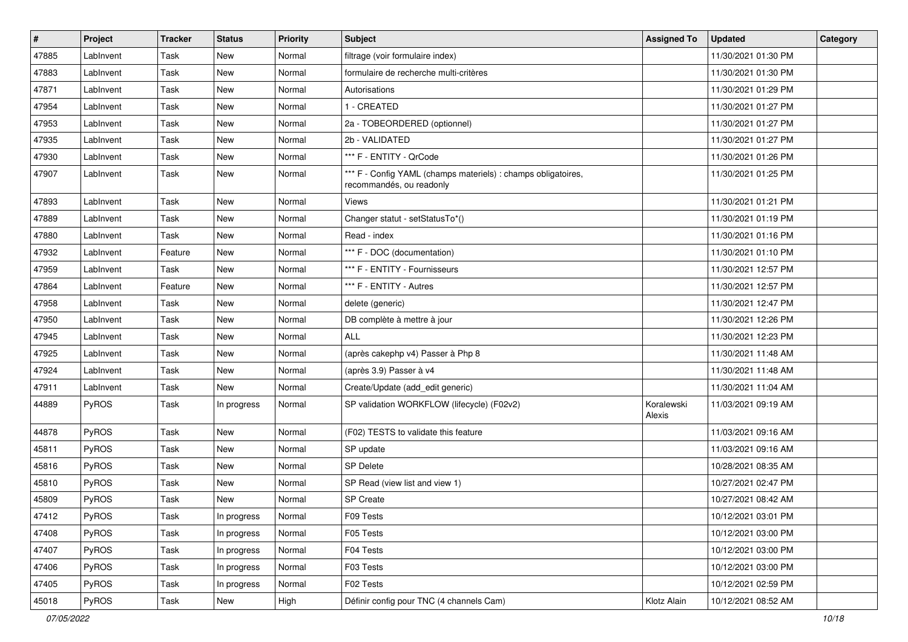| # | Project | Tracker | Status | Priority | Subject | Assigned To | Updated | Category |
|---|---|---|---|---|---|---|---|---|
| 47885 | LabInvent | Task | New | Normal | filtrage (voir formulaire index) | | 11/30/2021 01:30 PM | |
| 47883 | LabInvent | Task | New | Normal | formulaire de recherche multi-critères | | 11/30/2021 01:30 PM | |
| 47871 | LabInvent | Task | New | Normal | Autorisations | | 11/30/2021 01:29 PM | |
| 47954 | LabInvent | Task | New | Normal | 1 - CREATED | | 11/30/2021 01:27 PM | |
| 47953 | LabInvent | Task | New | Normal | 2a - TOBEORDERED (optionnel) | | 11/30/2021 01:27 PM | |
| 47935 | LabInvent | Task | New | Normal | 2b - VALIDATED | | 11/30/2021 01:27 PM | |
| 47930 | LabInvent | Task | New | Normal | *** F - ENTITY - QrCode | | 11/30/2021 01:26 PM | |
| 47907 | LabInvent | Task | New | Normal | *** F - Config YAML (champs materiels) : champs obligatoires, recommandés, ou readonly | | 11/30/2021 01:25 PM | |
| 47893 | LabInvent | Task | New | Normal | Views | | 11/30/2021 01:21 PM | |
| 47889 | LabInvent | Task | New | Normal | Changer statut - setStatusTo*() | | 11/30/2021 01:19 PM | |
| 47880 | LabInvent | Task | New | Normal | Read - index | | 11/30/2021 01:16 PM | |
| 47932 | LabInvent | Feature | New | Normal | *** F - DOC (documentation) | | 11/30/2021 01:10 PM | |
| 47959 | LabInvent | Task | New | Normal | *** F - ENTITY - Fournisseurs | | 11/30/2021 12:57 PM | |
| 47864 | LabInvent | Feature | New | Normal | *** F - ENTITY - Autres | | 11/30/2021 12:57 PM | |
| 47958 | LabInvent | Task | New | Normal | delete (generic) | | 11/30/2021 12:47 PM | |
| 47950 | LabInvent | Task | New | Normal | DB complète à mettre à jour | | 11/30/2021 12:26 PM | |
| 47945 | LabInvent | Task | New | Normal | ALL | | 11/30/2021 12:23 PM | |
| 47925 | LabInvent | Task | New | Normal | (après cakephp v4) Passer à Php 8 | | 11/30/2021 11:48 AM | |
| 47924 | LabInvent | Task | New | Normal | (après 3.9) Passer à v4 | | 11/30/2021 11:48 AM | |
| 47911 | LabInvent | Task | New | Normal | Create/Update (add_edit generic) | | 11/30/2021 11:04 AM | |
| 44889 | PyROS | Task | In progress | Normal | SP validation WORKFLOW (lifecycle) (F02v2) | Koralewski Alexis | 11/03/2021 09:19 AM | |
| 44878 | PyROS | Task | New | Normal | (F02) TESTS to validate this feature | | 11/03/2021 09:16 AM | |
| 45811 | PyROS | Task | New | Normal | SP update | | 11/03/2021 09:16 AM | |
| 45816 | PyROS | Task | New | Normal | SP Delete | | 10/28/2021 08:35 AM | |
| 45810 | PyROS | Task | New | Normal | SP Read (view list and view 1) | | 10/27/2021 02:47 PM | |
| 45809 | PyROS | Task | New | Normal | SP Create | | 10/27/2021 08:42 AM | |
| 47412 | PyROS | Task | In progress | Normal | F09 Tests | | 10/12/2021 03:01 PM | |
| 47408 | PyROS | Task | In progress | Normal | F05 Tests | | 10/12/2021 03:00 PM | |
| 47407 | PyROS | Task | In progress | Normal | F04 Tests | | 10/12/2021 03:00 PM | |
| 47406 | PyROS | Task | In progress | Normal | F03 Tests | | 10/12/2021 03:00 PM | |
| 47405 | PyROS | Task | In progress | Normal | F02 Tests | | 10/12/2021 02:59 PM | |
| 45018 | PyROS | Task | New | High | Définir config pour TNC (4 channels Cam) | Klotz Alain | 10/12/2021 08:52 AM | |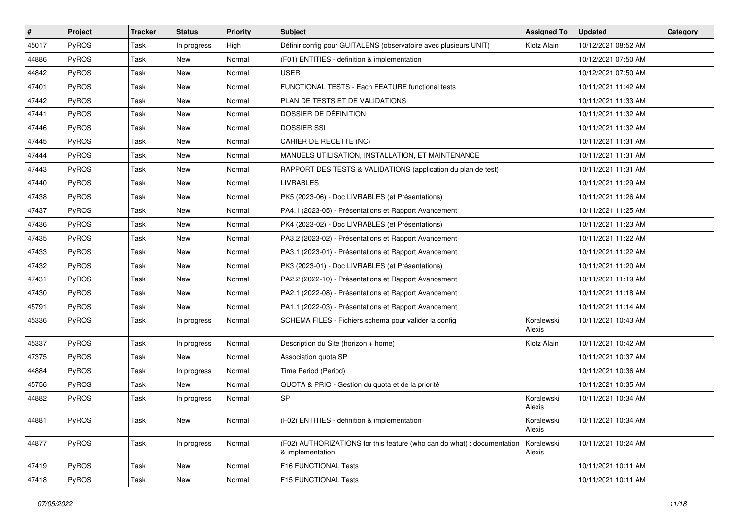| # | Project | Tracker | Status | Priority | Subject | Assigned To | Updated | Category |
|---|---|---|---|---|---|---|---|---|
| 45017 | PyROS | Task | In progress | High | Définir config pour GUITALENS (observatoire avec plusieurs UNIT) | Klotz Alain | 10/12/2021 08:52 AM | |
| 44886 | PyROS | Task | New | Normal | (F01) ENTITIES - definition & implementation | | 10/12/2021 07:50 AM | |
| 44842 | PyROS | Task | New | Normal | USER | | 10/12/2021 07:50 AM | |
| 47401 | PyROS | Task | New | Normal | FUNCTIONAL TESTS - Each FEATURE functional tests | | 10/11/2021 11:42 AM | |
| 47442 | PyROS | Task | New | Normal | PLAN DE TESTS ET DE VALIDATIONS | | 10/11/2021 11:33 AM | |
| 47441 | PyROS | Task | New | Normal | DOSSIER DE DÉFINITION | | 10/11/2021 11:32 AM | |
| 47446 | PyROS | Task | New | Normal | DOSSIER SSI | | 10/11/2021 11:32 AM | |
| 47445 | PyROS | Task | New | Normal | CAHIER DE RECETTE (NC) | | 10/11/2021 11:31 AM | |
| 47444 | PyROS | Task | New | Normal | MANUELS UTILISATION, INSTALLATION, ET MAINTENANCE | | 10/11/2021 11:31 AM | |
| 47443 | PyROS | Task | New | Normal | RAPPORT DES TESTS & VALIDATIONS (application du plan de test) | | 10/11/2021 11:31 AM | |
| 47440 | PyROS | Task | New | Normal | LIVRABLES | | 10/11/2021 11:29 AM | |
| 47438 | PyROS | Task | New | Normal | PK5 (2023-06) - Doc LIVRABLES (et Présentations) | | 10/11/2021 11:26 AM | |
| 47437 | PyROS | Task | New | Normal | PA4.1 (2023-05) - Présentations et Rapport Avancement | | 10/11/2021 11:25 AM | |
| 47436 | PyROS | Task | New | Normal | PK4 (2023-02) - Doc LIVRABLES (et Présentations) | | 10/11/2021 11:23 AM | |
| 47435 | PyROS | Task | New | Normal | PA3.2 (2023-02) - Présentations et Rapport Avancement | | 10/11/2021 11:22 AM | |
| 47433 | PyROS | Task | New | Normal | PA3.1 (2023-01) - Présentations et Rapport Avancement | | 10/11/2021 11:22 AM | |
| 47432 | PyROS | Task | New | Normal | PK3 (2023-01) - Doc LIVRABLES (et Présentations) | | 10/11/2021 11:20 AM | |
| 47431 | PyROS | Task | New | Normal | PA2.2 (2022-10) - Présentations et Rapport Avancement | | 10/11/2021 11:19 AM | |
| 47430 | PyROS | Task | New | Normal | PA2.1 (2022-08) - Présentations et Rapport Avancement | | 10/11/2021 11:18 AM | |
| 45791 | PyROS | Task | New | Normal | PA1.1 (2022-03) - Présentations et Rapport Avancement | | 10/11/2021 11:14 AM | |
| 45336 | PyROS | Task | In progress | Normal | SCHEMA FILES - Fichiers schema pour valider la config | Koralewski Alexis | 10/11/2021 10:43 AM | |
| 45337 | PyROS | Task | In progress | Normal | Description du Site (horizon + home) | Klotz Alain | 10/11/2021 10:42 AM | |
| 47375 | PyROS | Task | New | Normal | Association quota SP | | 10/11/2021 10:37 AM | |
| 44884 | PyROS | Task | In progress | Normal | Time Period (Period) | | 10/11/2021 10:36 AM | |
| 45756 | PyROS | Task | New | Normal | QUOTA & PRIO - Gestion du quota et de la priorité | | 10/11/2021 10:35 AM | |
| 44882 | PyROS | Task | In progress | Normal | SP | Koralewski Alexis | 10/11/2021 10:34 AM | |
| 44881 | PyROS | Task | New | Normal | (F02) ENTITIES - definition & implementation | Koralewski Alexis | 10/11/2021 10:34 AM | |
| 44877 | PyROS | Task | In progress | Normal | (F02) AUTHORIZATIONS for this feature (who can do what) : documentation & implementation | Koralewski Alexis | 10/11/2021 10:24 AM | |
| 47419 | PyROS | Task | New | Normal | F16 FUNCTIONAL Tests | | 10/11/2021 10:11 AM | |
| 47418 | PyROS | Task | New | Normal | F15 FUNCTIONAL Tests | | 10/11/2021 10:11 AM | |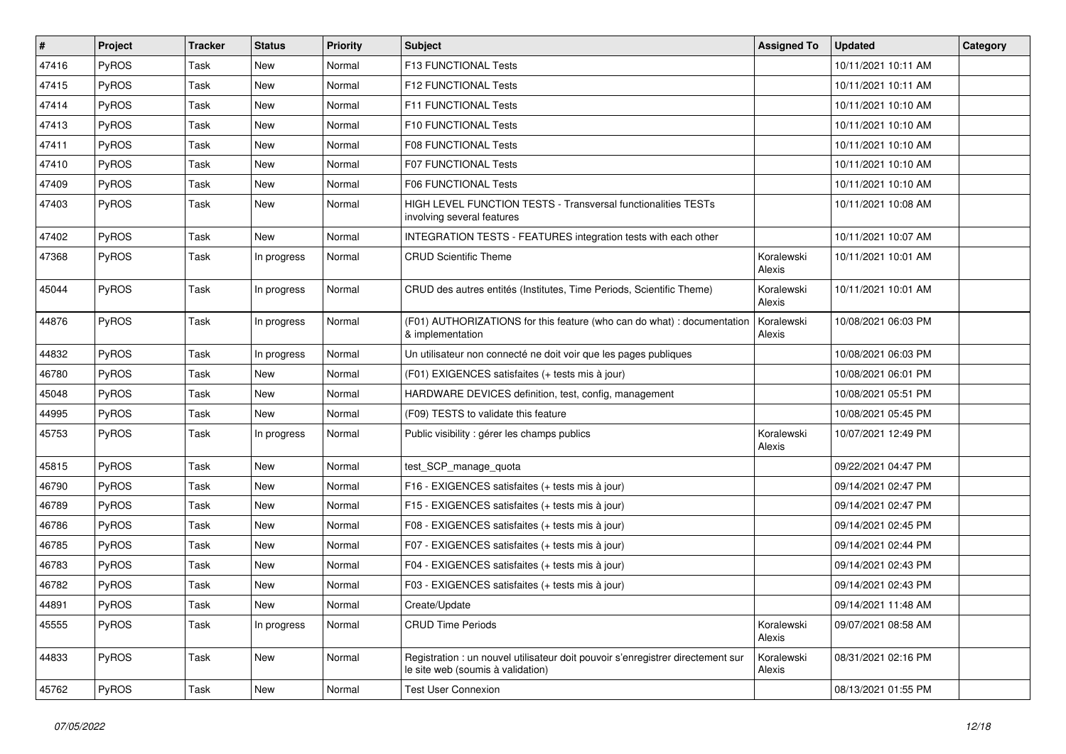| # | Project | Tracker | Status | Priority | Subject | Assigned To | Updated | Category |
|---|---|---|---|---|---|---|---|---|
| 47416 | PyROS | Task | New | Normal | F13 FUNCTIONAL Tests | | 10/11/2021 10:11 AM | |
| 47415 | PyROS | Task | New | Normal | F12 FUNCTIONAL Tests | | 10/11/2021 10:11 AM | |
| 47414 | PyROS | Task | New | Normal | F11 FUNCTIONAL Tests | | 10/11/2021 10:10 AM | |
| 47413 | PyROS | Task | New | Normal | F10 FUNCTIONAL Tests | | 10/11/2021 10:10 AM | |
| 47411 | PyROS | Task | New | Normal | F08 FUNCTIONAL Tests | | 10/11/2021 10:10 AM | |
| 47410 | PyROS | Task | New | Normal | F07 FUNCTIONAL Tests | | 10/11/2021 10:10 AM | |
| 47409 | PyROS | Task | New | Normal | F06 FUNCTIONAL Tests | | 10/11/2021 10:10 AM | |
| 47403 | PyROS | Task | New | Normal | HIGH LEVEL FUNCTION TESTS - Transversal functionalities TESTs involving several features | | 10/11/2021 10:08 AM | |
| 47402 | PyROS | Task | New | Normal | INTEGRATION TESTS - FEATURES integration tests with each other | | 10/11/2021 10:07 AM | |
| 47368 | PyROS | Task | In progress | Normal | CRUD Scientific Theme | Koralewski Alexis | 10/11/2021 10:01 AM | |
| 45044 | PyROS | Task | In progress | Normal | CRUD des autres entités (Institutes, Time Periods, Scientific Theme) | Koralewski Alexis | 10/11/2021 10:01 AM | |
| 44876 | PyROS | Task | In progress | Normal | (F01) AUTHORIZATIONS for this feature (who can do what) : documentation & implementation | Koralewski Alexis | 10/08/2021 06:03 PM | |
| 44832 | PyROS | Task | In progress | Normal | Un utilisateur non connecté ne doit voir que les pages publiques | | 10/08/2021 06:03 PM | |
| 46780 | PyROS | Task | New | Normal | (F01) EXIGENCES satisfaites (+ tests mis à jour) | | 10/08/2021 06:01 PM | |
| 45048 | PyROS | Task | New | Normal | HARDWARE DEVICES definition, test, config, management | | 10/08/2021 05:51 PM | |
| 44995 | PyROS | Task | New | Normal | (F09) TESTS to validate this feature | | 10/08/2021 05:45 PM | |
| 45753 | PyROS | Task | In progress | Normal | Public visibility : gérer les champs publics | Koralewski Alexis | 10/07/2021 12:49 PM | |
| 45815 | PyROS | Task | New | Normal | test_SCP_manage_quota | | 09/22/2021 04:47 PM | |
| 46790 | PyROS | Task | New | Normal | F16 - EXIGENCES satisfaites (+ tests mis à jour) | | 09/14/2021 02:47 PM | |
| 46789 | PyROS | Task | New | Normal | F15 - EXIGENCES satisfaites (+ tests mis à jour) | | 09/14/2021 02:47 PM | |
| 46786 | PyROS | Task | New | Normal | F08 - EXIGENCES satisfaites (+ tests mis à jour) | | 09/14/2021 02:45 PM | |
| 46785 | PyROS | Task | New | Normal | F07 - EXIGENCES satisfaites (+ tests mis à jour) | | 09/14/2021 02:44 PM | |
| 46783 | PyROS | Task | New | Normal | F04 - EXIGENCES satisfaites (+ tests mis à jour) | | 09/14/2021 02:43 PM | |
| 46782 | PyROS | Task | New | Normal | F03 - EXIGENCES satisfaites (+ tests mis à jour) | | 09/14/2021 02:43 PM | |
| 44891 | PyROS | Task | New | Normal | Create/Update | | 09/14/2021 11:48 AM | |
| 45555 | PyROS | Task | In progress | Normal | CRUD Time Periods | Koralewski Alexis | 09/07/2021 08:58 AM | |
| 44833 | PyROS | Task | New | Normal | Registration : un nouvel utilisateur doit pouvoir s'enregistrer directement sur le site web (soumis à validation) | Koralewski Alexis | 08/31/2021 02:16 PM | |
| 45762 | PyROS | Task | New | Normal | Test User Connexion | | 08/13/2021 01:55 PM | |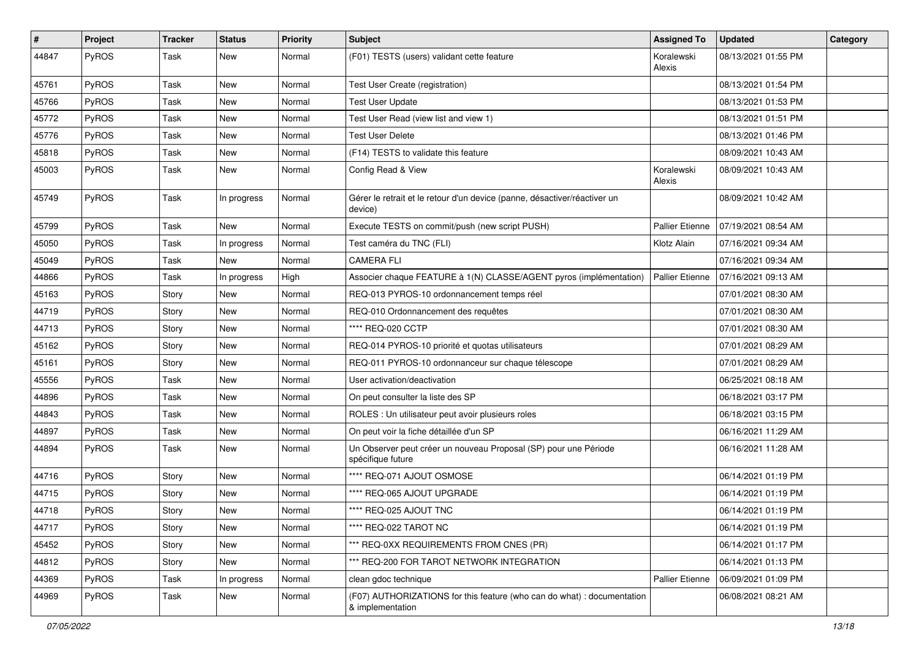| # | Project | Tracker | Status | Priority | Subject | Assigned To | Updated | Category |
|---|---|---|---|---|---|---|---|---|
| 44847 | PyROS | Task | New | Normal | (F01) TESTS (users) validant cette feature | Koralewski Alexis | 08/13/2021 01:55 PM | |
| 45761 | PyROS | Task | New | Normal | Test User Create (registration) | | 08/13/2021 01:54 PM | |
| 45766 | PyROS | Task | New | Normal | Test User Update | | 08/13/2021 01:53 PM | |
| 45772 | PyROS | Task | New | Normal | Test User Read (view list and view 1) | | 08/13/2021 01:51 PM | |
| 45776 | PyROS | Task | New | Normal | Test User Delete | | 08/13/2021 01:46 PM | |
| 45818 | PyROS | Task | New | Normal | (F14) TESTS to validate this feature | | 08/09/2021 10:43 AM | |
| 45003 | PyROS | Task | New | Normal | Config Read & View | Koralewski Alexis | 08/09/2021 10:43 AM | |
| 45749 | PyROS | Task | In progress | Normal | Gérer le retrait et le retour d'un device (panne, désactiver/réactiver un device) | | 08/09/2021 10:42 AM | |
| 45799 | PyROS | Task | New | Normal | Execute TESTS on commit/push (new script PUSH) | Pallier Etienne | 07/19/2021 08:54 AM | |
| 45050 | PyROS | Task | In progress | Normal | Test caméra du TNC (FLI) | Klotz Alain | 07/16/2021 09:34 AM | |
| 45049 | PyROS | Task | New | Normal | CAMERA FLI | | 07/16/2021 09:34 AM | |
| 44866 | PyROS | Task | In progress | High | Associer chaque FEATURE à 1(N) CLASSE/AGENT pyros (implémentation) | Pallier Etienne | 07/16/2021 09:13 AM | |
| 45163 | PyROS | Story | New | Normal | REQ-013 PYROS-10 ordonnancement temps réel | | 07/01/2021 08:30 AM | |
| 44719 | PyROS | Story | New | Normal | REQ-010 Ordonnancement des requêtes | | 07/01/2021 08:30 AM | |
| 44713 | PyROS | Story | New | Normal | **** REQ-020 CCTP | | 07/01/2021 08:30 AM | |
| 45162 | PyROS | Story | New | Normal | REQ-014 PYROS-10 priorité et quotas utilisateurs | | 07/01/2021 08:29 AM | |
| 45161 | PyROS | Story | New | Normal | REQ-011 PYROS-10 ordonnanceur sur chaque télescope | | 07/01/2021 08:29 AM | |
| 45556 | PyROS | Task | New | Normal | User activation/deactivation | | 06/25/2021 08:18 AM | |
| 44896 | PyROS | Task | New | Normal | On peut consulter la liste des SP | | 06/18/2021 03:17 PM | |
| 44843 | PyROS | Task | New | Normal | ROLES : Un utilisateur peut avoir plusieurs roles | | 06/18/2021 03:15 PM | |
| 44897 | PyROS | Task | New | Normal | On peut voir la fiche détaillée d'un SP | | 06/16/2021 11:29 AM | |
| 44894 | PyROS | Task | New | Normal | Un Observer peut créer un nouveau Proposal (SP) pour une Période spécifique future | | 06/16/2021 11:28 AM | |
| 44716 | PyROS | Story | New | Normal | **** REQ-071 AJOUT OSMOSE | | 06/14/2021 01:19 PM | |
| 44715 | PyROS | Story | New | Normal | **** REQ-065 AJOUT UPGRADE | | 06/14/2021 01:19 PM | |
| 44718 | PyROS | Story | New | Normal | **** REQ-025 AJOUT TNC | | 06/14/2021 01:19 PM | |
| 44717 | PyROS | Story | New | Normal | **** REQ-022 TAROT NC | | 06/14/2021 01:19 PM | |
| 45452 | PyROS | Story | New | Normal | *** REQ-0XX REQUIREMENTS FROM CNES (PR) | | 06/14/2021 01:17 PM | |
| 44812 | PyROS | Story | New | Normal | *** REQ-200 FOR TAROT NETWORK INTEGRATION | | 06/14/2021 01:13 PM | |
| 44369 | PyROS | Task | In progress | Normal | clean gdoc technique | Pallier Etienne | 06/09/2021 01:09 PM | |
| 44969 | PyROS | Task | New | Normal | (F07) AUTHORIZATIONS for this feature (who can do what) : documentation & implementation | | 06/08/2021 08:21 AM | |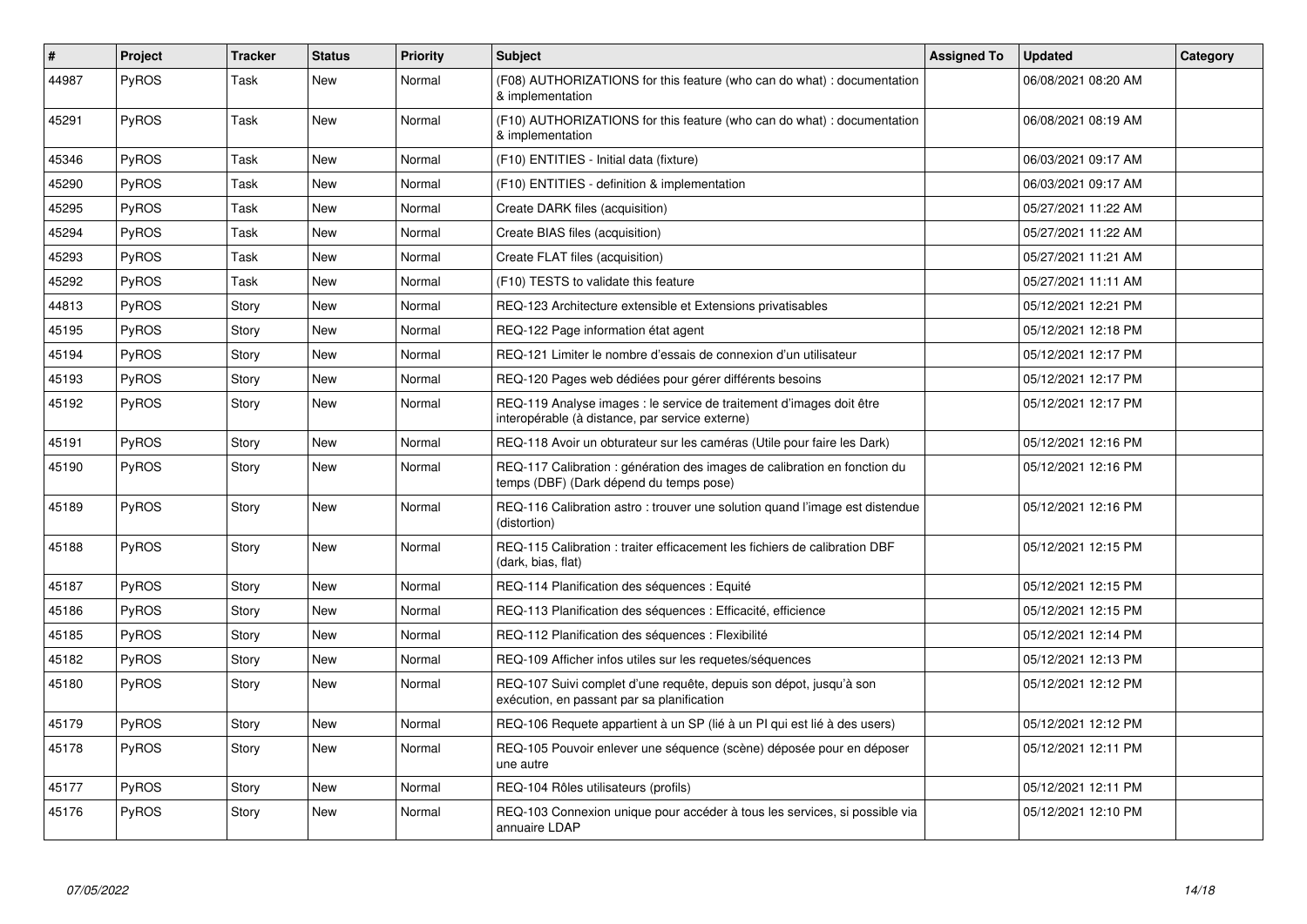| # | Project | Tracker | Status | Priority | Subject | Assigned To | Updated | Category |
|---|---|---|---|---|---|---|---|---|
| 44987 | PyROS | Task | New | Normal | (F08) AUTHORIZATIONS for this feature (who can do what) : documentation & implementation | | 06/08/2021 08:20 AM | |
| 45291 | PyROS | Task | New | Normal | (F10) AUTHORIZATIONS for this feature (who can do what) : documentation & implementation | | 06/08/2021 08:19 AM | |
| 45346 | PyROS | Task | New | Normal | (F10) ENTITIES - Initial data (fixture) | | 06/03/2021 09:17 AM | |
| 45290 | PyROS | Task | New | Normal | (F10) ENTITIES - definition & implementation | | 06/03/2021 09:17 AM | |
| 45295 | PyROS | Task | New | Normal | Create DARK files (acquisition) | | 05/27/2021 11:22 AM | |
| 45294 | PyROS | Task | New | Normal | Create BIAS files (acquisition) | | 05/27/2021 11:22 AM | |
| 45293 | PyROS | Task | New | Normal | Create FLAT files (acquisition) | | 05/27/2021 11:21 AM | |
| 45292 | PyROS | Task | New | Normal | (F10) TESTS to validate this feature | | 05/27/2021 11:11 AM | |
| 44813 | PyROS | Story | New | Normal | REQ-123 Architecture extensible et Extensions privatisables | | 05/12/2021 12:21 PM | |
| 45195 | PyROS | Story | New | Normal | REQ-122 Page information état agent | | 05/12/2021 12:18 PM | |
| 45194 | PyROS | Story | New | Normal | REQ-121 Limiter le nombre d'essais de connexion d'un utilisateur | | 05/12/2021 12:17 PM | |
| 45193 | PyROS | Story | New | Normal | REQ-120 Pages web dédiées pour gérer différents besoins | | 05/12/2021 12:17 PM | |
| 45192 | PyROS | Story | New | Normal | REQ-119 Analyse images : le service de traitement d'images doit être interopérable (à distance, par service externe) | | 05/12/2021 12:17 PM | |
| 45191 | PyROS | Story | New | Normal | REQ-118 Avoir un obturateur sur les caméras (Utile pour faire les Dark) | | 05/12/2021 12:16 PM | |
| 45190 | PyROS | Story | New | Normal | REQ-117 Calibration : génération des images de calibration en fonction du temps (DBF) (Dark dépend du temps pose) | | 05/12/2021 12:16 PM | |
| 45189 | PyROS | Story | New | Normal | REQ-116 Calibration astro : trouver une solution quand l'image est distendue (distortion) | | 05/12/2021 12:16 PM | |
| 45188 | PyROS | Story | New | Normal | REQ-115 Calibration : traiter efficacement les fichiers de calibration DBF (dark, bias, flat) | | 05/12/2021 12:15 PM | |
| 45187 | PyROS | Story | New | Normal | REQ-114 Planification des séquences : Equité | | 05/12/2021 12:15 PM | |
| 45186 | PyROS | Story | New | Normal | REQ-113 Planification des séquences : Efficacité, efficience | | 05/12/2021 12:15 PM | |
| 45185 | PyROS | Story | New | Normal | REQ-112 Planification des séquences : Flexibilité | | 05/12/2021 12:14 PM | |
| 45182 | PyROS | Story | New | Normal | REQ-109 Afficher infos utiles sur les requetes/séquences | | 05/12/2021 12:13 PM | |
| 45180 | PyROS | Story | New | Normal | REQ-107 Suivi complet d'une requête, depuis son dépot, jusqu'à son exécution, en passant par sa planification | | 05/12/2021 12:12 PM | |
| 45179 | PyROS | Story | New | Normal | REQ-106 Requete appartient à un SP (lié à un PI qui est lié à des users) | | 05/12/2021 12:12 PM | |
| 45178 | PyROS | Story | New | Normal | REQ-105 Pouvoir enlever une séquence (scène) déposée pour en déposer une autre | | 05/12/2021 12:11 PM | |
| 45177 | PyROS | Story | New | Normal | REQ-104 Rôles utilisateurs (profils) | | 05/12/2021 12:11 PM | |
| 45176 | PyROS | Story | New | Normal | REQ-103 Connexion unique pour accéder à tous les services, si possible via annuaire LDAP | | 05/12/2021 12:10 PM | |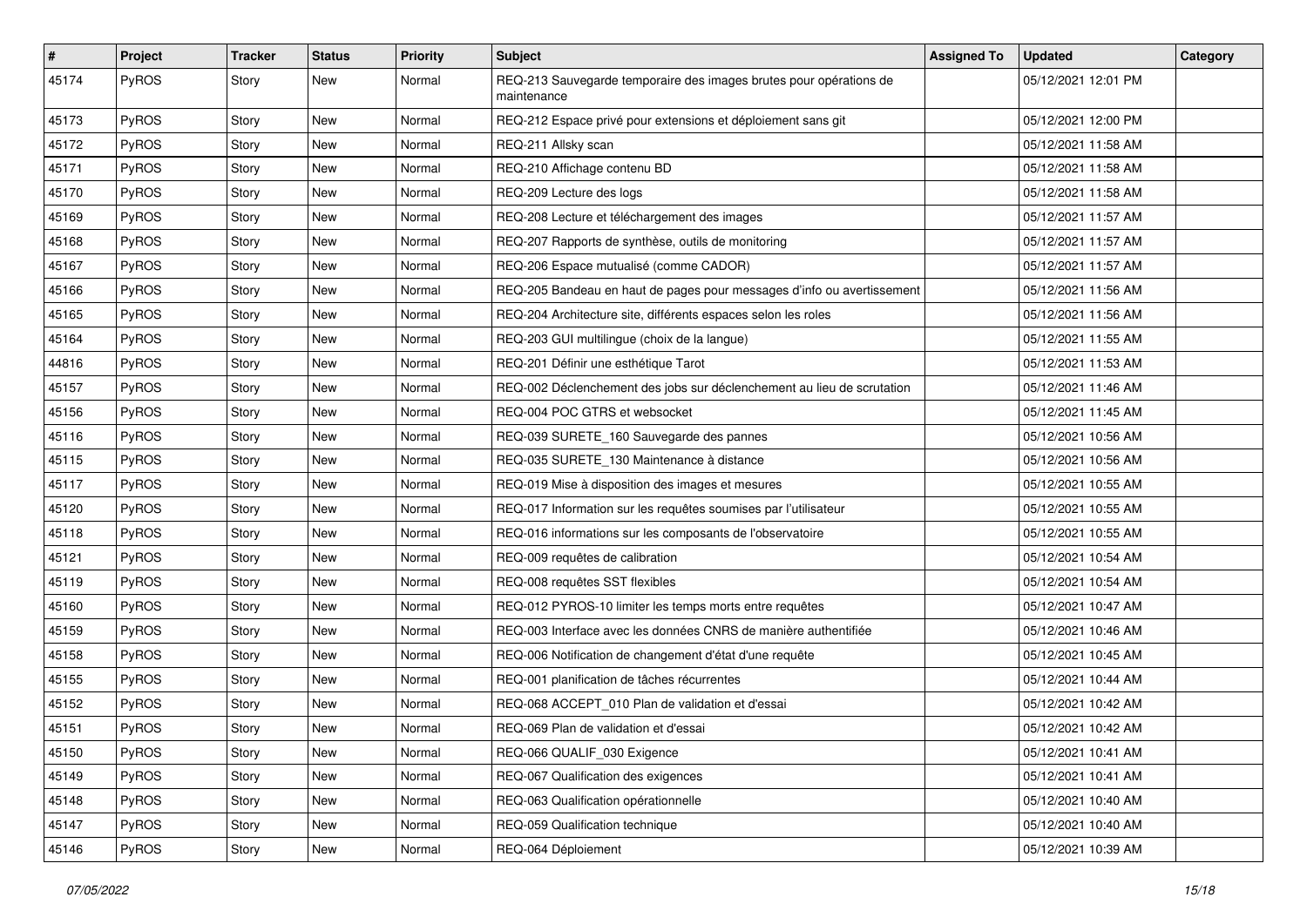| # | Project | Tracker | Status | Priority | Subject | Assigned To | Updated | Category |
|---|---|---|---|---|---|---|---|---|
| 45174 | PyROS | Story | New | Normal | REQ-213 Sauvegarde temporaire des images brutes pour opérations de maintenance | | 05/12/2021 12:01 PM | |
| 45173 | PyROS | Story | New | Normal | REQ-212 Espace privé pour extensions et déploiement sans git | | 05/12/2021 12:00 PM | |
| 45172 | PyROS | Story | New | Normal | REQ-211 Allsky scan | | 05/12/2021 11:58 AM | |
| 45171 | PyROS | Story | New | Normal | REQ-210 Affichage contenu BD | | 05/12/2021 11:58 AM | |
| 45170 | PyROS | Story | New | Normal | REQ-209 Lecture des logs | | 05/12/2021 11:58 AM | |
| 45169 | PyROS | Story | New | Normal | REQ-208 Lecture et téléchargement des images | | 05/12/2021 11:57 AM | |
| 45168 | PyROS | Story | New | Normal | REQ-207 Rapports de synthèse, outils de monitoring | | 05/12/2021 11:57 AM | |
| 45167 | PyROS | Story | New | Normal | REQ-206 Espace mutualisé (comme CADOR) | | 05/12/2021 11:57 AM | |
| 45166 | PyROS | Story | New | Normal | REQ-205 Bandeau en haut de pages pour messages d'info ou avertissement | | 05/12/2021 11:56 AM | |
| 45165 | PyROS | Story | New | Normal | REQ-204 Architecture site, différents espaces selon les roles | | 05/12/2021 11:56 AM | |
| 45164 | PyROS | Story | New | Normal | REQ-203 GUI multilingue (choix de la langue) | | 05/12/2021 11:55 AM | |
| 44816 | PyROS | Story | New | Normal | REQ-201 Définir une esthétique Tarot | | 05/12/2021 11:53 AM | |
| 45157 | PyROS | Story | New | Normal | REQ-002 Déclenchement des jobs sur déclenchement au lieu de scrutation | | 05/12/2021 11:46 AM | |
| 45156 | PyROS | Story | New | Normal | REQ-004 POC GTRS et websocket | | 05/12/2021 11:45 AM | |
| 45116 | PyROS | Story | New | Normal | REQ-039 SURETE_160 Sauvegarde des pannes | | 05/12/2021 10:56 AM | |
| 45115 | PyROS | Story | New | Normal | REQ-035 SURETE_130 Maintenance à distance | | 05/12/2021 10:56 AM | |
| 45117 | PyROS | Story | New | Normal | REQ-019 Mise à disposition des images et mesures | | 05/12/2021 10:55 AM | |
| 45120 | PyROS | Story | New | Normal | REQ-017 Information sur les requêtes soumises par l'utilisateur | | 05/12/2021 10:55 AM | |
| 45118 | PyROS | Story | New | Normal | REQ-016 informations sur les composants de l'observatoire | | 05/12/2021 10:55 AM | |
| 45121 | PyROS | Story | New | Normal | REQ-009 requêtes de calibration | | 05/12/2021 10:54 AM | |
| 45119 | PyROS | Story | New | Normal | REQ-008 requêtes SST flexibles | | 05/12/2021 10:54 AM | |
| 45160 | PyROS | Story | New | Normal | REQ-012 PYROS-10 limiter les temps morts entre requêtes | | 05/12/2021 10:47 AM | |
| 45159 | PyROS | Story | New | Normal | REQ-003 Interface avec les données CNRS de manière authentifiée | | 05/12/2021 10:46 AM | |
| 45158 | PyROS | Story | New | Normal | REQ-006 Notification de changement d'état d'une requête | | 05/12/2021 10:45 AM | |
| 45155 | PyROS | Story | New | Normal | REQ-001 planification de tâches récurrentes | | 05/12/2021 10:44 AM | |
| 45152 | PyROS | Story | New | Normal | REQ-068 ACCEPT_010 Plan de validation et d'essai | | 05/12/2021 10:42 AM | |
| 45151 | PyROS | Story | New | Normal | REQ-069 Plan de validation et d'essai | | 05/12/2021 10:42 AM | |
| 45150 | PyROS | Story | New | Normal | REQ-066 QUALIF_030 Exigence | | 05/12/2021 10:41 AM | |
| 45149 | PyROS | Story | New | Normal | REQ-067 Qualification des exigences | | 05/12/2021 10:41 AM | |
| 45148 | PyROS | Story | New | Normal | REQ-063 Qualification opérationnelle | | 05/12/2021 10:40 AM | |
| 45147 | PyROS | Story | New | Normal | REQ-059 Qualification technique | | 05/12/2021 10:40 AM | |
| 45146 | PyROS | Story | New | Normal | REQ-064 Déploiement | | 05/12/2021 10:39 AM | |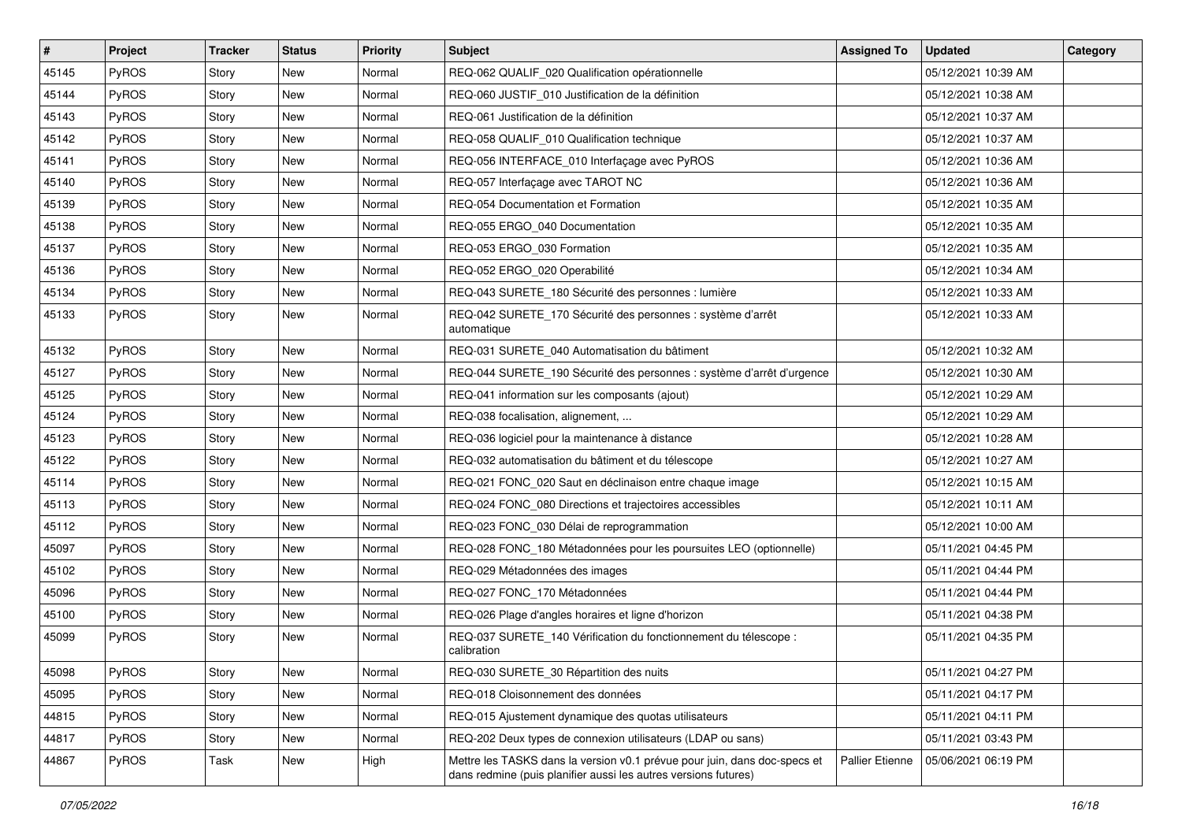| # | Project | Tracker | Status | Priority | Subject | Assigned To | Updated | Category |
|---|---|---|---|---|---|---|---|---|
| 45145 | PyROS | Story | New | Normal | REQ-062 QUALIF_020 Qualification opérationnelle | | 05/12/2021 10:39 AM | |
| 45144 | PyROS | Story | New | Normal | REQ-060 JUSTIF_010 Justification de la définition | | 05/12/2021 10:38 AM | |
| 45143 | PyROS | Story | New | Normal | REQ-061 Justification de la définition | | 05/12/2021 10:37 AM | |
| 45142 | PyROS | Story | New | Normal | REQ-058 QUALIF_010 Qualification technique | | 05/12/2021 10:37 AM | |
| 45141 | PyROS | Story | New | Normal | REQ-056 INTERFACE_010 Interfaçage avec PyROS | | 05/12/2021 10:36 AM | |
| 45140 | PyROS | Story | New | Normal | REQ-057 Interfaçage avec TAROT NC | | 05/12/2021 10:36 AM | |
| 45139 | PyROS | Story | New | Normal | REQ-054 Documentation et Formation | | 05/12/2021 10:35 AM | |
| 45138 | PyROS | Story | New | Normal | REQ-055 ERGO_040 Documentation | | 05/12/2021 10:35 AM | |
| 45137 | PyROS | Story | New | Normal | REQ-053 ERGO_030 Formation | | 05/12/2021 10:35 AM | |
| 45136 | PyROS | Story | New | Normal | REQ-052 ERGO_020 Operabilité | | 05/12/2021 10:34 AM | |
| 45134 | PyROS | Story | New | Normal | REQ-043 SURETE_180 Sécurité des personnes : lumière | | 05/12/2021 10:33 AM | |
| 45133 | PyROS | Story | New | Normal | REQ-042 SURETE_170 Sécurité des personnes : système d'arrêt automatique | | 05/12/2021 10:33 AM | |
| 45132 | PyROS | Story | New | Normal | REQ-031 SURETE_040 Automatisation du bâtiment | | 05/12/2021 10:32 AM | |
| 45127 | PyROS | Story | New | Normal | REQ-044 SURETE_190 Sécurité des personnes : système d'arrêt d'urgence | | 05/12/2021 10:30 AM | |
| 45125 | PyROS | Story | New | Normal | REQ-041 information sur les composants (ajout) | | 05/12/2021 10:29 AM | |
| 45124 | PyROS | Story | New | Normal | REQ-038 focalisation, alignement, ... | | 05/12/2021 10:29 AM | |
| 45123 | PyROS | Story | New | Normal | REQ-036 logiciel pour la maintenance à distance | | 05/12/2021 10:28 AM | |
| 45122 | PyROS | Story | New | Normal | REQ-032 automatisation du bâtiment et du télescope | | 05/12/2021 10:27 AM | |
| 45114 | PyROS | Story | New | Normal | REQ-021 FONC_020 Saut en déclinaison entre chaque image | | 05/12/2021 10:15 AM | |
| 45113 | PyROS | Story | New | Normal | REQ-024 FONC_080 Directions et trajectoires accessibles | | 05/12/2021 10:11 AM | |
| 45112 | PyROS | Story | New | Normal | REQ-023 FONC_030 Délai de reprogrammation | | 05/12/2021 10:00 AM | |
| 45097 | PyROS | Story | New | Normal | REQ-028 FONC_180 Métadonnées pour les poursuites LEO (optionnelle) | | 05/11/2021 04:45 PM | |
| 45102 | PyROS | Story | New | Normal | REQ-029 Métadonnées des images | | 05/11/2021 04:44 PM | |
| 45096 | PyROS | Story | New | Normal | REQ-027 FONC_170 Métadonnées | | 05/11/2021 04:44 PM | |
| 45100 | PyROS | Story | New | Normal | REQ-026 Plage d'angles horaires et ligne d'horizon | | 05/11/2021 04:38 PM | |
| 45099 | PyROS | Story | New | Normal | REQ-037 SURETE_140 Vérification du fonctionnement du télescope : calibration | | 05/11/2021 04:35 PM | |
| 45098 | PyROS | Story | New | Normal | REQ-030 SURETE_30 Répartition des nuits | | 05/11/2021 04:27 PM | |
| 45095 | PyROS | Story | New | Normal | REQ-018 Cloisonnement des données | | 05/11/2021 04:17 PM | |
| 44815 | PyROS | Story | New | Normal | REQ-015 Ajustement dynamique des quotas utilisateurs | | 05/11/2021 04:11 PM | |
| 44817 | PyROS | Story | New | Normal | REQ-202 Deux types de connexion utilisateurs (LDAP ou sans) | | 05/11/2021 03:43 PM | |
| 44867 | PyROS | Task | New | High | Mettre les TASKS dans la version v0.1 prévue pour juin, dans doc-specs et dans redmine (puis planifier aussi les autres versions futures) | Pallier Etienne | 05/06/2021 06:19 PM | |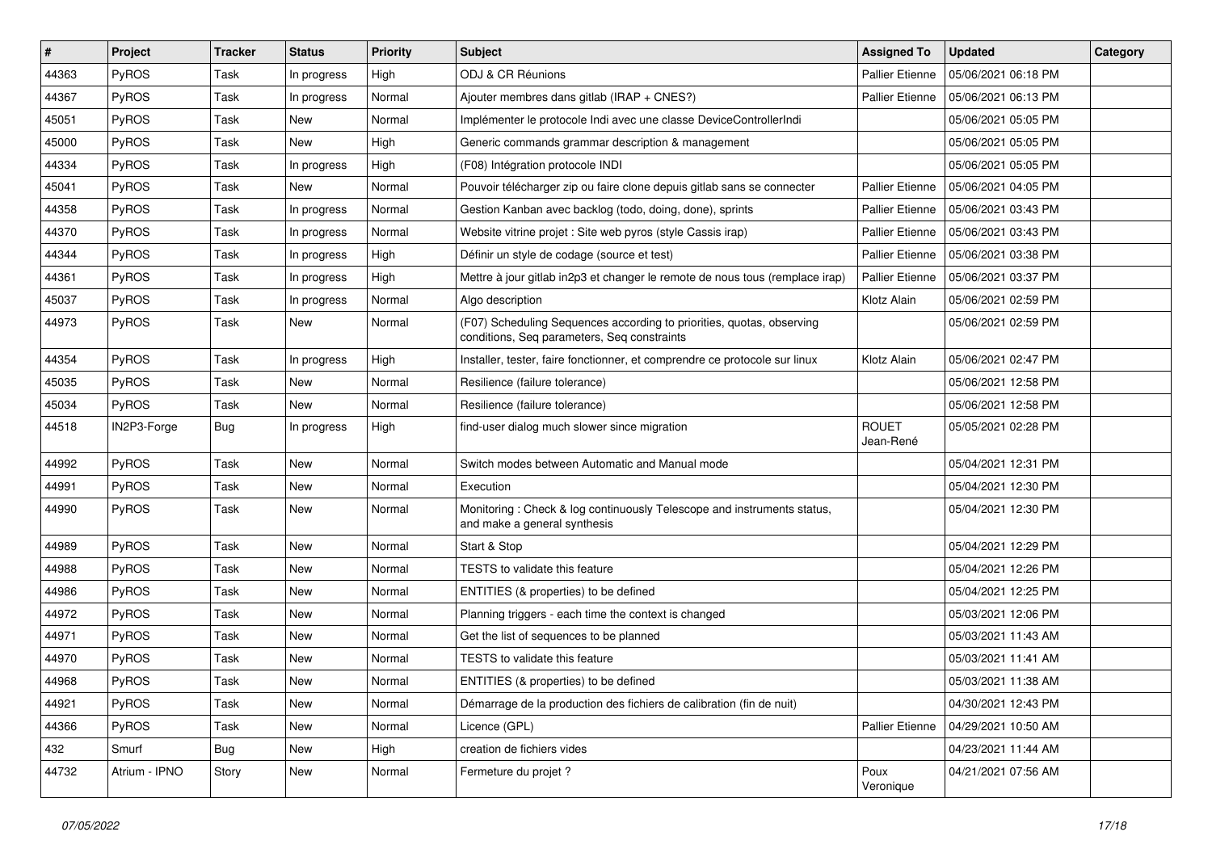| # | Project | Tracker | Status | Priority | Subject | Assigned To | Updated | Category |
|---|---|---|---|---|---|---|---|---|
| 44363 | PyROS | Task | In progress | High | ODJ & CR Réunions | Pallier Etienne | 05/06/2021 06:18 PM | |
| 44367 | PyROS | Task | In progress | Normal | Ajouter membres dans gitlab (IRAP + CNES?) | Pallier Etienne | 05/06/2021 06:13 PM | |
| 45051 | PyROS | Task | New | Normal | Implémenter le protocole Indi avec une classe DeviceControllerIndi | | 05/06/2021 05:05 PM | |
| 45000 | PyROS | Task | New | High | Generic commands grammar description & management | | 05/06/2021 05:05 PM | |
| 44334 | PyROS | Task | In progress | High | (F08) Intégration protocole INDI | | 05/06/2021 05:05 PM | |
| 45041 | PyROS | Task | New | Normal | Pouvoir télécharger zip ou faire clone depuis gitlab sans se connecter | Pallier Etienne | 05/06/2021 04:05 PM | |
| 44358 | PyROS | Task | In progress | Normal | Gestion Kanban avec backlog (todo, doing, done), sprints | Pallier Etienne | 05/06/2021 03:43 PM | |
| 44370 | PyROS | Task | In progress | Normal | Website vitrine projet : Site web pyros (style Cassis irap) | Pallier Etienne | 05/06/2021 03:43 PM | |
| 44344 | PyROS | Task | In progress | High | Définir un style de codage (source et test) | Pallier Etienne | 05/06/2021 03:38 PM | |
| 44361 | PyROS | Task | In progress | High | Mettre à jour gitlab in2p3 et changer le remote de nous tous (remplace irap) | Pallier Etienne | 05/06/2021 03:37 PM | |
| 45037 | PyROS | Task | In progress | Normal | Algo description | Klotz Alain | 05/06/2021 02:59 PM | |
| 44973 | PyROS | Task | New | Normal | (F07) Scheduling Sequences according to priorities, quotas, observing conditions, Seq parameters, Seq constraints | | 05/06/2021 02:59 PM | |
| 44354 | PyROS | Task | In progress | High | Installer, tester, faire fonctionner, et comprendre ce protocole sur linux | Klotz Alain | 05/06/2021 02:47 PM | |
| 45035 | PyROS | Task | New | Normal | Resilience (failure tolerance) | | 05/06/2021 12:58 PM | |
| 45034 | PyROS | Task | New | Normal | Resilience (failure tolerance) | | 05/06/2021 12:58 PM | |
| 44518 | IN2P3-Forge | Bug | In progress | High | find-user dialog much slower since migration | ROUET Jean-René | 05/05/2021 02:28 PM | |
| 44992 | PyROS | Task | New | Normal | Switch modes between Automatic and Manual mode | | 05/04/2021 12:31 PM | |
| 44991 | PyROS | Task | New | Normal | Execution | | 05/04/2021 12:30 PM | |
| 44990 | PyROS | Task | New | Normal | Monitoring : Check & log continuously Telescope and instruments status, and make a general synthesis | | 05/04/2021 12:30 PM | |
| 44989 | PyROS | Task | New | Normal | Start & Stop | | 05/04/2021 12:29 PM | |
| 44988 | PyROS | Task | New | Normal | TESTS to validate this feature | | 05/04/2021 12:26 PM | |
| 44986 | PyROS | Task | New | Normal | ENTITIES (& properties) to be defined | | 05/04/2021 12:25 PM | |
| 44972 | PyROS | Task | New | Normal | Planning triggers - each time the context is changed | | 05/03/2021 12:06 PM | |
| 44971 | PyROS | Task | New | Normal | Get the list of sequences to be planned | | 05/03/2021 11:43 AM | |
| 44970 | PyROS | Task | New | Normal | TESTS to validate this feature | | 05/03/2021 11:41 AM | |
| 44968 | PyROS | Task | New | Normal | ENTITIES (& properties) to be defined | | 05/03/2021 11:38 AM | |
| 44921 | PyROS | Task | New | Normal | Démarrage de la production des fichiers de calibration (fin de nuit) | | 04/30/2021 12:43 PM | |
| 44366 | PyROS | Task | New | Normal | Licence (GPL) | Pallier Etienne | 04/29/2021 10:50 AM | |
| 432 | Smurf | Bug | New | High | creation de fichiers vides | | 04/23/2021 11:44 AM | |
| 44732 | Atrium - IPNO | Story | New | Normal | Fermeture du projet ? | Poux Veronique | 04/21/2021 07:56 AM | |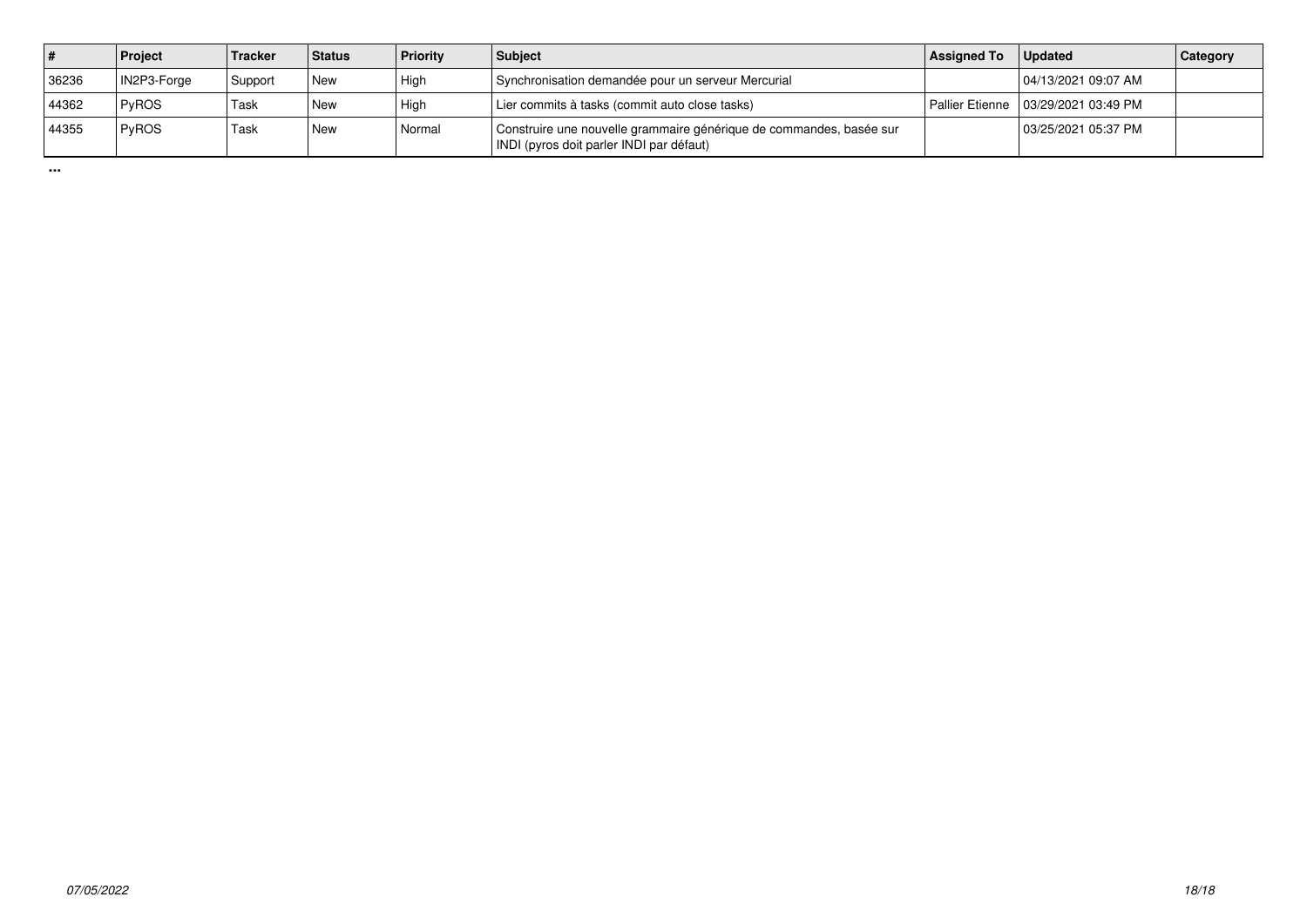| # | Project | Tracker | Status | Priority | Subject | Assigned To | Updated | Category |
|---|---|---|---|---|---|---|---|---|
| 36236 | IN2P3-Forge | Support | New | High | Synchronisation demandée pour un serveur Mercurial | | 04/13/2021 09:07 AM | |
| 44362 | PyROS | Task | New | High | Lier commits à tasks (commit auto close tasks) | Pallier Etienne | 03/29/2021 03:49 PM | |
| 44355 | PyROS | Task | New | Normal | Construire une nouvelle grammaire générique de commandes, basée sur INDI (pyros doit parler INDI par défaut) | | 03/25/2021 05:37 PM | |

...